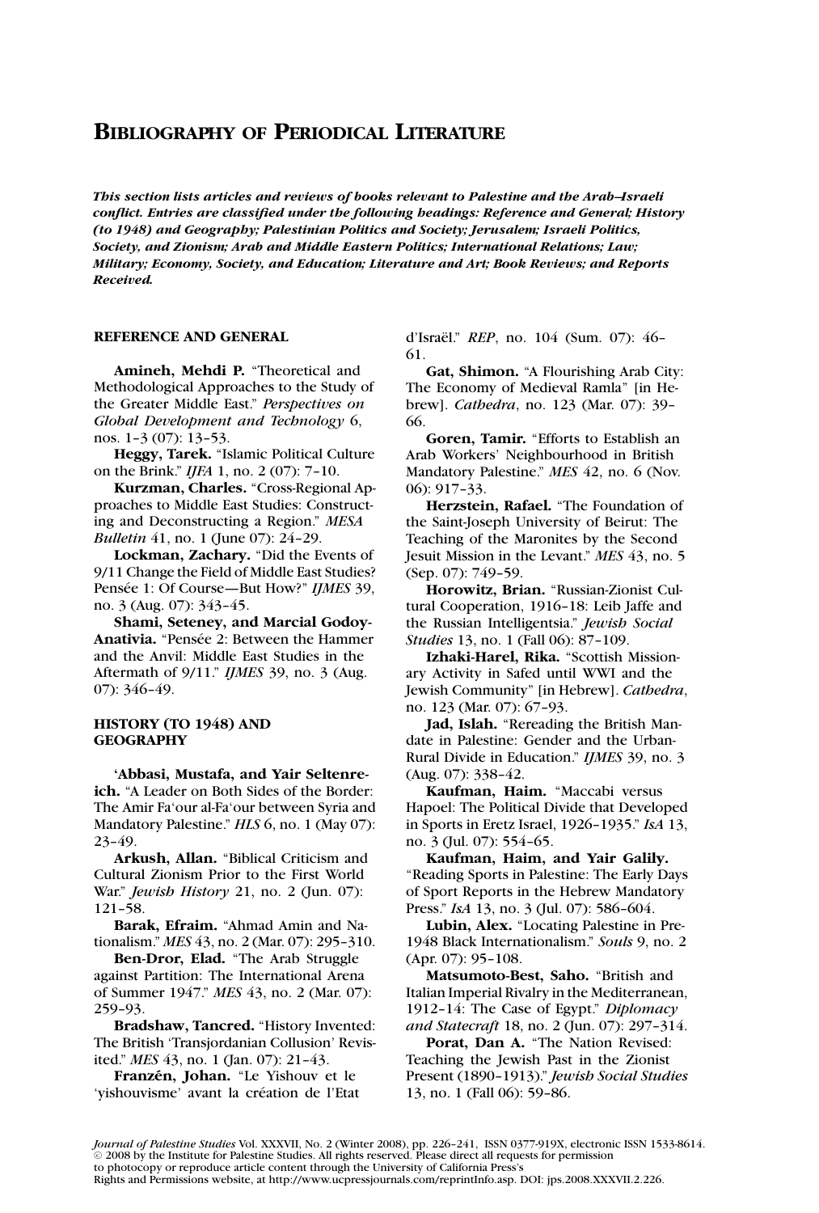# BIBLIOGRAPHY OF PERIODICAL LITERATURE

***This section lists articles and reviews of books relevant to Palestine and the Arab–Israeli conflict. Entries are classified under the following headings: Reference and General; History (to 1948) and Geography; Palestinian Politics and Society; Jerusalem; Israeli Politics, Society, and Zionism; Arab and Middle Eastern Politics; International Relations; Law; Military; Economy, Society, and Education; Literature and Art; Book Reviews; and Reports Received.***

## REFERENCE AND GENERAL

**Amineh, Mehdi P.** "Theoretical and Methodological Approaches to the Study of the Greater Middle East." *Perspectives on Global Development and Technology* 6, nos. 1–3 (07): 13–53.

**Heggy, Tarek.** "Islamic Political Culture on the Brink." *IJFA* 1, no. 2 (07): 7–10.

**Kurzman, Charles.** "Cross-Regional Approaches to Middle East Studies: Constructing and Deconstructing a Region." *MESA Bulletin* 41, no. 1 (June 07): 24–29.

**Lockman, Zachary.** "Did the Events of 9/11 Change the Field of Middle East Studies? Pensée 1: Of Course—But How?" *IJMES* 39, no. 3 (Aug. 07): 343–45.

**Shami, Seteney, and Marcial Godoy-Anativia.** "Pensée 2: Between the Hammer and the Anvil: Middle East Studies in the Aftermath of 9/11." *IJMES* 39, no. 3 (Aug. 07): 346–49.

## HISTORY (TO 1948) AND GEOGRAPHY

**'Abbasi, Mustafa, and Yair Seltenreich.** "A Leader on Both Sides of the Border: The Amir Fa'our al-Fa'our between Syria and Mandatory Palestine." *HLS* 6, no. 1 (May 07): 23–49.

**Arkush, Allan.** "Biblical Criticism and Cultural Zionism Prior to the First World War." *Jewish History* 21, no. 2 (Jun. 07): 121–58.

**Barak, Efraim.** "Ahmad Amin and Nationalism." *MES* 43, no. 2 (Mar. 07): 295–310.

**Ben-Dror, Elad.** "The Arab Struggle against Partition: The International Arena of Summer 1947." *MES* 43, no. 2 (Mar. 07): 259–93.

**Bradshaw, Tancred.** "History Invented: The British 'Transjordanian Collusion' Revisited." *MES* 43, no. 1 (Jan. 07): 21–43.

**Franzén, Johan.** "Le Yishouv et le 'yishouvisme' avant la création de l'Etat d'Israël." *REP*, no. 104 (Sum. 07): 46–61.

**Gat, Shimon.** "A Flourishing Arab City: The Economy of Medieval Ramla" [in Hebrew]. *Cathedra*, no. 123 (Mar. 07): 39–66.

**Goren, Tamir.** "Efforts to Establish an Arab Workers' Neighbourhood in British Mandatory Palestine." *MES* 42, no. 6 (Nov. 06): 917–33.

**Herzstein, Rafael.** "The Foundation of the Saint-Joseph University of Beirut: The Teaching of the Maronites by the Second Jesuit Mission in the Levant." *MES* 43, no. 5 (Sep. 07): 749–59.

**Horowitz, Brian.** "Russian-Zionist Cultural Cooperation, 1916–18: Leib Jaffe and the Russian Intelligentsia." *Jewish Social Studies* 13, no. 1 (Fall 06): 87–109.

**Izhaki-Harel, Rika.** "Scottish Missionary Activity in Safed until WWI and the Jewish Community" [in Hebrew]. *Cathedra*, no. 123 (Mar. 07): 67–93.

**Jad, Islah.** "Rereading the British Mandate in Palestine: Gender and the Urban-Rural Divide in Education." *IJMES* 39, no. 3 (Aug. 07): 338–42.

**Kaufman, Haim.** "Maccabi versus Hapoel: The Political Divide that Developed in Sports in Eretz Israel, 1926–1935." *IsA* 13, no. 3 (Jul. 07): 554–65.

**Kaufman, Haim, and Yair Galily.** "Reading Sports in Palestine: The Early Days of Sport Reports in the Hebrew Mandatory Press." *IsA* 13, no. 3 (Jul. 07): 586–604.

**Lubin, Alex.** "Locating Palestine in Pre-1948 Black Internationalism." *Souls* 9, no. 2 (Apr. 07): 95–108.

**Matsumoto-Best, Saho.** "British and Italian Imperial Rivalry in the Mediterranean, 1912–14: The Case of Egypt." *Diplomacy and Statecraft* 18, no. 2 (Jun. 07): 297–314.

**Porat, Dan A.** "The Nation Revised: Teaching the Jewish Past in the Zionist Present (1890–1913)." *Jewish Social Studies* 13, no. 1 (Fall 06): 59–86.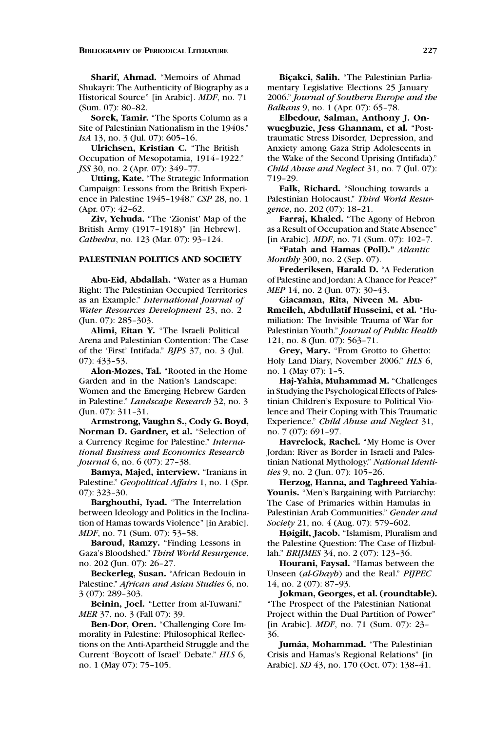**Sharif, Ahmad.** "Memoirs of Ahmad Shukayri: The Authenticity of Biography as a Historical Source" [in Arabic]. *MDF*, no. 71 (Sum. 07): 80–82.

**Sorek, Tamir.** "The Sports Column as a Site of Palestinian Nationalism in the 1940s." *IsA* 13, no. 3 (Jul. 07): 605–16.

**Ulrichsen, Kristian C.** "The British Occupation of Mesopotamia, 1914–1922." *JSS* 30, no. 2 (Apr. 07): 349–77.

**Utting, Kate.** "The Strategic Information Campaign: Lessons from the British Experience in Palestine 1945–1948." *CSP* 28, no. 1 (Apr. 07): 42–62.

**Ziv, Yehuda.** "The 'Zionist' Map of the British Army (1917–1918)" [in Hebrew]. *Cathedra*, no. 123 (Mar. 07): 93–124.

## PALESTINIAN POLITICS AND SOCIETY

**Abu-Eid, Abdallah.** "Water as a Human Right: The Palestinian Occupied Territories as an Example." *International Journal of Water Resources Development* 23, no. 2 (Jun. 07): 285–303.

**Alimi, Eitan Y.** "The Israeli Political Arena and Palestinian Contention: The Case of the 'First' Intifada." *BJPS* 37, no. 3 (Jul. 07): 433–53.

**Alon-Mozes, Tal.** "Rooted in the Home Garden and in the Nation's Landscape: Women and the Emerging Hebrew Garden in Palestine." *Landscape Research* 32, no. 3 (Jun. 07): 311–31.

**Armstrong, Vaughn S., Cody G. Boyd, Norman D. Gardner, et al.** "Selection of a Currency Regime for Palestine." *International Business and Economics Research Journal* 6, no. 6 (07): 27–38.

**Bamya, Majed, interview.** "Iranians in Palestine." *Geopolitical Affairs* 1, no. 1 (Spr. 07): 323–30.

**Barghouthi, Iyad.** "The Interrelation between Ideology and Politics in the Inclination of Hamas towards Violence" [in Arabic]. *MDF*, no. 71 (Sum. 07): 53–58.

**Baroud, Ramzy.** "Finding Lessons in Gaza's Bloodshed." *Third World Resurgence*, no. 202 (Jun. 07): 26–27.

**Beckerleg, Susan.** "African Bedouin in Palestine." *African and Asian Studies* 6, no. 3 (07): 289–303.

**Beinin, Joel.** "Letter from al-Tuwani." *MER* 37, no. 3 (Fall 07): 39.

**Ben-Dor, Oren.** "Challenging Core Immorality in Palestine: Philosophical Reflections on the Anti-Apartheid Struggle and the Current 'Boycott of Israel' Debate." *HLS* 6, no. 1 (May 07): 75–105.

**Biçakci, Salih.** "The Palestinian Parliamentary Legislative Elections 25 January 2006." *Journal of Southern Europe and the Balkans* 9, no. 1 (Apr. 07): 65–78.

**Elbedour, Salman, Anthony J. Onwuegbuzie, Jess Ghannam, et al.** "Posttraumatic Stress Disorder, Depression, and Anxiety among Gaza Strip Adolescents in the Wake of the Second Uprising (Intifada)." *Child Abuse and Neglect* 31, no. 7 (Jul. 07): 719–29.

**Falk, Richard.** "Slouching towards a Palestinian Holocaust." *Third World Resurgence*, no. 202 (07): 18–21.

**Farraj, Khaled.** "The Agony of Hebron as a Result of Occupation and State Absence" [in Arabic]. *MDF*, no. 71 (Sum. 07): 102–7.

**"Fatah and Hamas (Poll)."** *Atlantic Monthly* 300, no. 2 (Sep. 07).

**Frederiksen, Harald D.** "A Federation of Palestine and Jordan: A Chance for Peace?" *MEP* 14, no. 2 (Jun. 07): 30–43.

**Giacaman, Rita, Niveen M. Abu-Rmeileh, Abdullatif Husseini, et al.** "Humiliation: The Invisible Trauma of War for Palestinian Youth." *Journal of Public Health* 121, no. 8 (Jun. 07): 563–71.

**Grey, Mary.** "From Grotto to Ghetto: Holy Land Diary, November 2006." *HLS* 6, no. 1 (May 07): 1–5.

**Haj-Yahia, Muhammad M.** "Challenges in Studying the Psychological Effects of Palestinian Children's Exposure to Political Violence and Their Coping with This Traumatic Experience." *Child Abuse and Neglect* 31, no. 7 (07): 691–97.

**Havrelock, Rachel.** "My Home is Over Jordan: River as Border in Israeli and Palestinian National Mythology." *National Identities* 9, no. 2 (Jun. 07): 105–26.

**Herzog, Hanna, and Taghreed Yahia-Younis.** "Men's Bargaining with Patriarchy: The Case of Primaries within Hamulas in Palestinian Arab Communities." *Gender and Society* 21, no. 4 (Aug. 07): 579–602.

**Høigilt, Jacob.** "Islamism, Pluralism and the Palestine Question: The Case of Hizbullah." *BRIJMES* 34, no. 2 (07): 123–36.

**Hourani, Faysal.** "Hamas between the Unseen (*al-Ghayb*) and the Real." *PIJPEC* 14, no. 2 (07): 87–93.

**Jokman, Georges, et al. (roundtable).** "The Prospect of the Palestinian National Project within the Dual Partition of Power" [in Arabic]. *MDF*, no. 71 (Sum. 07): 23–36.

**Jumáa, Mohammad.** "The Palestinian Crisis and Hamas's Regional Relations" [in Arabic]. *SD* 43, no. 170 (Oct. 07): 138–41.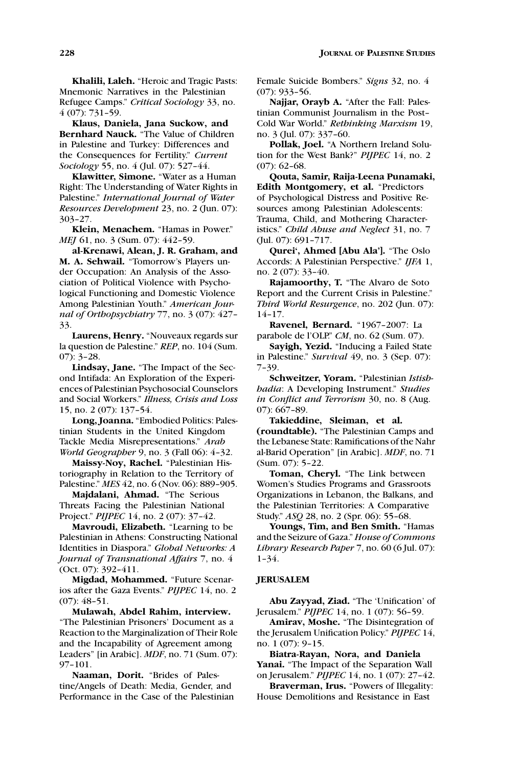**Khalili, Laleh.** "Heroic and Tragic Pasts: Mnemonic Narratives in the Palestinian Refugee Camps." *Critical Sociology* 33, no. 4 (07): 731–59.

**Klaus, Daniela, Jana Suckow, and Bernhard Nauck.** "The Value of Children in Palestine and Turkey: Differences and the Consequences for Fertility." *Current Sociology* 55, no. 4 (Jul. 07): 527–44.

**Klawitter, Simone.** "Water as a Human Right: The Understanding of Water Rights in Palestine." *International Journal of Water Resources Development* 23, no. 2 (Jun. 07): 303–27.

**Klein, Menachem.** "Hamas in Power." *MEJ* 61, no. 3 (Sum. 07): 442–59.

**al-Krenawi, Alean, J. R. Graham, and M. A. Sehwail.** "Tomorrow's Players under Occupation: An Analysis of the Association of Political Violence with Psychological Functioning and Domestic Violence Among Palestinian Youth." *American Journal of Orthopsychiatry* 77, no. 3 (07): 427–33.

**Laurens, Henry.** "Nouveaux regards sur la question de Palestine." *REP*, no. 104 (Sum. 07): 3–28.

**Lindsay, Jane.** "The Impact of the Second Intifada: An Exploration of the Experiences of Palestinian Psychosocial Counselors and Social Workers." *Illness, Crisis and Loss* 15, no. 2 (07): 137–54.

**Long, Joanna.** "Embodied Politics: Palestinian Students in the United Kingdom Tackle Media Misrepresentations." *Arab World Geographer* 9, no. 3 (Fall 06): 4–32.

**Maissy-Noy, Rachel.** "Palestinian Historiography in Relation to the Territory of Palestine." *MES* 42, no. 6 (Nov. 06): 889–905.

**Majdalani, Ahmad.** "The Serious Threats Facing the Palestinian National Project." *PIJPEC* 14, no. 2 (07): 37–42.

**Mavroudi, Elizabeth.** "Learning to be Palestinian in Athens: Constructing National Identities in Diaspora." *Global Networks: A Journal of Transnational Affairs* 7, no. 4 (Oct. 07): 392–411.

**Migdad, Mohammed.** "Future Scenarios after the Gaza Events." *PIJPEC* 14, no. 2 (07): 48–51.

**Mulawah, Abdel Rahim, interview.** "The Palestinian Prisoners' Document as a Reaction to the Marginalization of Their Role and the Incapability of Agreement among Leaders" [in Arabic]. *MDF*, no. 71 (Sum. 07): 97–101.

**Naaman, Dorit.** "Brides of Palestine/Angels of Death: Media, Gender, and Performance in the Case of the Palestinian Female Suicide Bombers." *Signs* 32, no. 4 (07): 933–56.

**Najjar, Orayb A.** "After the Fall: Palestinian Communist Journalism in the Post–Cold War World." *Rethinking Marxism* 19, no. 3 (Jul. 07): 337–60.

**Pollak, Joel.** "A Northern Ireland Solution for the West Bank?" *PIJPEC* 14, no. 2 (07): 62–68.

**Qouta, Samir, Raija-Leena Punamaki, Edith Montgomery, et al.** "Predictors of Psychological Distress and Positive Resources among Palestinian Adolescents: Trauma, Child, and Mothering Characteristics." *Child Abuse and Neglect* 31, no. 7 (Jul. 07): 691–717.

**Qurei', Ahmed [Abu Ala'].** "The Oslo Accords: A Palestinian Perspective." *IJFA* 1, no. 2 (07): 33–40.

**Rajamoorthy, T.** "The Alvaro de Soto Report and the Current Crisis in Palestine." *Third World Resurgence*, no. 202 (Jun. 07): 14–17.

**Ravenel, Bernard.** "1967–2007: La parabole de l'OLP." *CM*, no. 62 (Sum. 07).

**Sayigh, Yezid.** "Inducing a Failed State in Palestine." *Survival* 49, no. 3 (Sep. 07): 7–39.

**Schweitzer, Yoram.** "Palestinian *Istishhadia*: A Developing Instrument." *Studies in Conflict and Terrorism* 30, no. 8 (Aug. 07): 667–89.

**Takieddine, Sleiman, et al. (roundtable).** "The Palestinian Camps and the Lebanese State: Ramifications of the Nahr al-Barid Operation" [in Arabic]. *MDF*, no. 71 (Sum. 07): 5–22.

**Toman, Cheryl.** "The Link between Women's Studies Programs and Grassroots Organizations in Lebanon, the Balkans, and the Palestinian Territories: A Comparative Study." *ASQ* 28, no. 2 (Spr. 06): 55–68.

**Youngs, Tim, and Ben Smith.** "Hamas and the Seizure of Gaza." *House of Commons Library Research Paper* 7, no. 60 (6 Jul. 07): 1–34.

## JERUSALEM

**Abu Zayyad, Ziad.** "The 'Unification' of Jerusalem." *PIJPEC* 14, no. 1 (07): 56–59.

**Amirav, Moshe.** "The Disintegration of the Jerusalem Unification Policy." *PIJPEC* 14, no. 1 (07): 9–15.

**Biatra-Rayan, Nora, and Daniela Yanai.** "The Impact of the Separation Wall on Jerusalem." *PIJPEC* 14, no. 1 (07): 27–42.

**Braverman, Irus.** "Powers of Illegality: House Demolitions and Resistance in East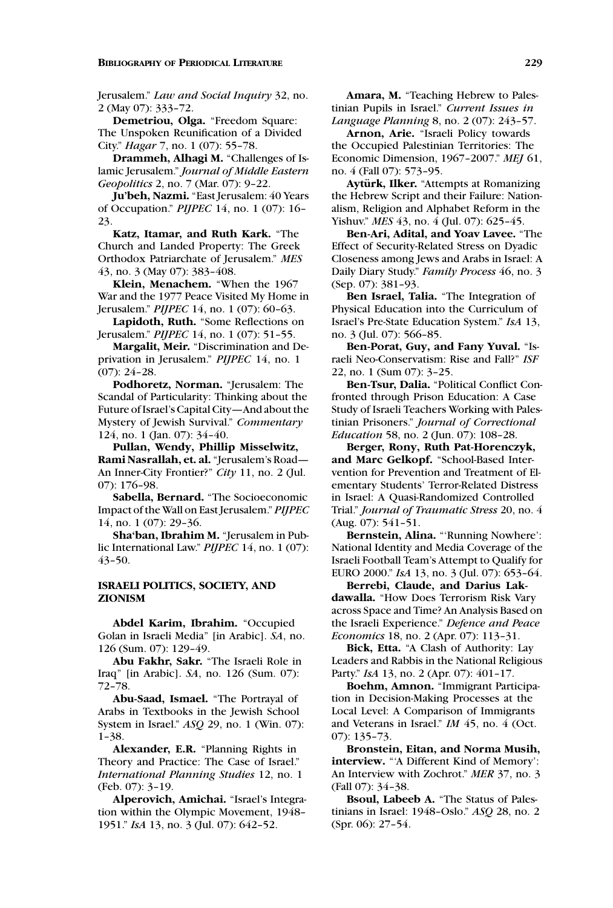Jerusalem." *Law and Social Inquiry* 32, no. 2 (May 07): 333–72.

**Demetriou, Olga.** "Freedom Square: The Unspoken Reunification of a Divided City." *Hagar* 7, no. 1 (07): 55–78.

**Drammeh, Alhagi M.** "Challenges of Islamic Jerusalem." *Journal of Middle Eastern Geopolitics* 2, no. 7 (Mar. 07): 9–22.

**Ju'beh, Nazmi.** "East Jerusalem: 40 Years of Occupation." *PIJPEC* 14, no. 1 (07): 16–23.

**Katz, Itamar, and Ruth Kark.** "The Church and Landed Property: The Greek Orthodox Patriarchate of Jerusalem." *MES* 43, no. 3 (May 07): 383–408.

**Klein, Menachem.** "When the 1967 War and the 1977 Peace Visited My Home in Jerusalem." *PIJPEC* 14, no. 1 (07): 60–63.

**Lapidoth, Ruth.** "Some Reflections on Jerusalem." *PIJPEC* 14, no. 1 (07): 51–55.

**Margalit, Meir.** "Discrimination and Deprivation in Jerusalem." *PIJPEC* 14, no. 1 (07): 24–28.

**Podhoretz, Norman.** "Jerusalem: The Scandal of Particularity: Thinking about the Future of Israel's Capital City—And about the Mystery of Jewish Survival." *Commentary* 124, no. 1 (Jan. 07): 34–40.

**Pullan, Wendy, Phillip Misselwitz, Rami Nasrallah, et. al.** "Jerusalem's Road—An Inner-City Frontier?" *City* 11, no. 2 (Jul. 07): 176–98.

**Sabella, Bernard.** "The Socioeconomic Impact of the Wall on East Jerusalem." *PIJPEC* 14, no. 1 (07): 29–36.

**Sha'ban, Ibrahim M.** "Jerusalem in Public International Law." *PIJPEC* 14, no. 1 (07): 43–50.

## ISRAELI POLITICS, SOCIETY, AND ZIONISM

**Abdel Karim, Ibrahim.** "Occupied Golan in Israeli Media" [in Arabic]. *SA*, no. 126 (Sum. 07): 129–49.

**Abu Fakhr, Sakr.** "The Israeli Role in Iraq" [in Arabic]. *SA*, no. 126 (Sum. 07): 72–78.

**Abu-Saad, Ismael.** "The Portrayal of Arabs in Textbooks in the Jewish School System in Israel." *ASQ* 29, no. 1 (Win. 07): 1–38.

**Alexander, E.R.** "Planning Rights in Theory and Practice: The Case of Israel." *International Planning Studies* 12, no. 1 (Feb. 07): 3–19.

**Alperovich, Amichai.** "Israel's Integration within the Olympic Movement, 1948–1951." *IsA* 13, no. 3 (Jul. 07): 642–52.

**Amara, M.** "Teaching Hebrew to Palestinian Pupils in Israel." *Current Issues in Language Planning* 8, no. 2 (07): 243–57.

**Arnon, Arie.** "Israeli Policy towards the Occupied Palestinian Territories: The Economic Dimension, 1967–2007." *MEJ* 61, no. 4 (Fall 07): 573–95.

**Aytürk, Ilker.** "Attempts at Romanizing the Hebrew Script and their Failure: Nationalism, Religion and Alphabet Reform in the Yishuv." *MES* 43, no. 4 (Jul. 07): 625–45.

**Ben-Ari, Adital, and Yoav Lavee.** "The Effect of Security-Related Stress on Dyadic Closeness among Jews and Arabs in Israel: A Daily Diary Study." *Family Process* 46, no. 3 (Sep. 07): 381–93.

**Ben Israel, Talia.** "The Integration of Physical Education into the Curriculum of Israel's Pre-State Education System." *IsA* 13, no. 3 (Jul. 07): 566–85.

**Ben-Porat, Guy, and Fany Yuval.** "Israeli Neo-Conservatism: Rise and Fall?" *ISF* 22, no. 1 (Sum 07): 3–25.

**Ben-Tsur, Dalia.** "Political Conflict Confronted through Prison Education: A Case Study of Israeli Teachers Working with Palestinian Prisoners." *Journal of Correctional Education* 58, no. 2 (Jun. 07): 108–28.

**Berger, Rony, Ruth Pat-Horenczyk, and Marc Gelkopf.** "School-Based Intervention for Prevention and Treatment of Elementary Students' Terror-Related Distress in Israel: A Quasi-Randomized Controlled Trial." *Journal of Traumatic Stress* 20, no. 4 (Aug. 07): 541–51.

**Bernstein, Alina.** "'Running Nowhere': National Identity and Media Coverage of the Israeli Football Team's Attempt to Qualify for EURO 2000." *IsA* 13, no. 3 (Jul. 07): 653–64.

**Berrebi, Claude, and Darius Lakdawalla.** "How Does Terrorism Risk Vary across Space and Time? An Analysis Based on the Israeli Experience." *Defence and Peace Economics* 18, no. 2 (Apr. 07): 113–31.

**Bick, Etta.** "A Clash of Authority: Lay Leaders and Rabbis in the National Religious Party." *IsA* 13, no. 2 (Apr. 07): 401–17.

**Boehm, Amnon.** "Immigrant Participation in Decision-Making Processes at the Local Level: A Comparison of Immigrants and Veterans in Israel." *IM* 45, no. 4 (Oct. 07): 135–73.

**Bronstein, Eitan, and Norma Musih, interview.** "'A Different Kind of Memory': An Interview with Zochrot." *MER* 37, no. 3 (Fall 07): 34–38.

**Bsoul, Labeeb A.** "The Status of Palestinians in Israel: 1948–Oslo." *ASQ* 28, no. 2 (Spr. 06): 27–54.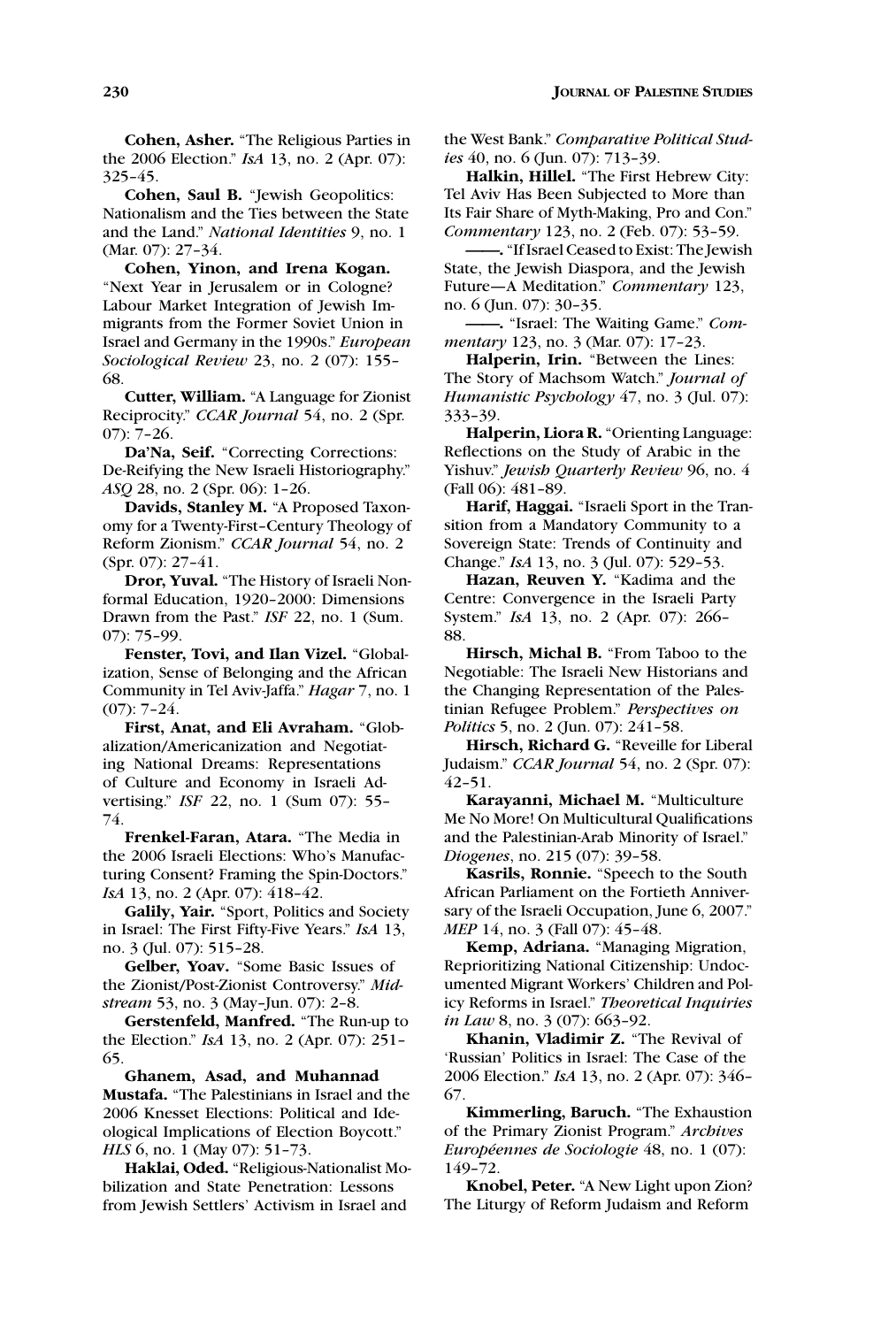**Cohen, Asher.** "The Religious Parties in the 2006 Election." *IsA* 13, no. 2 (Apr. 07): 325–45.

**Cohen, Saul B.** "Jewish Geopolitics: Nationalism and the Ties between the State and the Land." *National Identities* 9, no. 1 (Mar. 07): 27–34.

**Cohen, Yinon, and Irena Kogan.** "Next Year in Jerusalem or in Cologne? Labour Market Integration of Jewish Immigrants from the Former Soviet Union in Israel and Germany in the 1990s." *European Sociological Review* 23, no. 2 (07): 155–68.

**Cutter, William.** "A Language for Zionist Reciprocity." *CCAR Journal* 54, no. 2 (Spr. 07): 7–26.

**Da'Na, Seif.** "Correcting Corrections: De-Reifying the New Israeli Historiography." *ASQ* 28, no. 2 (Spr. 06): 1–26.

**Davids, Stanley M.** "A Proposed Taxonomy for a Twenty-First–Century Theology of Reform Zionism." *CCAR Journal* 54, no. 2 (Spr. 07): 27–41.

**Dror, Yuval.** "The History of Israeli Nonformal Education, 1920–2000: Dimensions Drawn from the Past." *ISF* 22, no. 1 (Sum. 07): 75–99.

**Fenster, Tovi, and Ilan Vizel.** "Globalization, Sense of Belonging and the African Community in Tel Aviv-Jaffa." *Hagar* 7, no. 1 (07): 7–24.

**First, Anat, and Eli Avraham.** "Globalization/Americanization and Negotiating National Dreams: Representations of Culture and Economy in Israeli Advertising." *ISF* 22, no. 1 (Sum 07): 55–74.

**Frenkel-Faran, Atara.** "The Media in the 2006 Israeli Elections: Who's Manufacturing Consent? Framing the Spin-Doctors." *IsA* 13, no. 2 (Apr. 07): 418–42.

**Galily, Yair.** "Sport, Politics and Society in Israel: The First Fifty-Five Years." *IsA* 13, no. 3 (Jul. 07): 515–28.

**Gelber, Yoav.** "Some Basic Issues of the Zionist/Post-Zionist Controversy." *Midstream* 53, no. 3 (May–Jun. 07): 2–8.

**Gerstenfeld, Manfred.** "The Run-up to the Election." *IsA* 13, no. 2 (Apr. 07): 251–65.

**Ghanem, Asad, and Muhannad Mustafa.** "The Palestinians in Israel and the 2006 Knesset Elections: Political and Ideological Implications of Election Boycott." *HLS* 6, no. 1 (May 07): 51–73.

**Haklai, Oded.** "Religious-Nationalist Mobilization and State Penetration: Lessons from Jewish Settlers' Activism in Israel and the West Bank." *Comparative Political Studies* 40, no. 6 (Jun. 07): 713–39.

**Halkin, Hillel.** "The First Hebrew City: Tel Aviv Has Been Subjected to More than Its Fair Share of Myth-Making, Pro and Con." *Commentary* 123, no. 2 (Feb. 07): 53–59.

**——.** "If Israel Ceased to Exist: The Jewish State, the Jewish Diaspora, and the Jewish Future—A Meditation." *Commentary* 123, no. 6 (Jun. 07): 30–35.

**——.** "Israel: The Waiting Game." *Commentary* 123, no. 3 (Mar. 07): 17–23.

**Halperin, Irin.** "Between the Lines: The Story of Machsom Watch." *Journal of Humanistic Psychology* 47, no. 3 (Jul. 07): 333–39.

**Halperin, Liora R.** "Orienting Language: Reflections on the Study of Arabic in the Yishuv." *Jewish Quarterly Review* 96, no. 4 (Fall 06): 481–89.

**Harif, Haggai.** "Israeli Sport in the Transition from a Mandatory Community to a Sovereign State: Trends of Continuity and Change." *IsA* 13, no. 3 (Jul. 07): 529–53.

**Hazan, Reuven Y.** "Kadima and the Centre: Convergence in the Israeli Party System." *IsA* 13, no. 2 (Apr. 07): 266–88.

**Hirsch, Michal B.** "From Taboo to the Negotiable: The Israeli New Historians and the Changing Representation of the Palestinian Refugee Problem." *Perspectives on Politics* 5, no. 2 (Jun. 07): 241–58.

**Hirsch, Richard G.** "Reveille for Liberal Judaism." *CCAR Journal* 54, no. 2 (Spr. 07): 42–51.

**Karayanni, Michael M.** "Multiculture Me No More! On Multicultural Qualifications and the Palestinian-Arab Minority of Israel." *Diogenes*, no. 215 (07): 39–58.

**Kasrils, Ronnie.** "Speech to the South African Parliament on the Fortieth Anniversary of the Israeli Occupation, June 6, 2007." *MEP* 14, no. 3 (Fall 07): 45–48.

**Kemp, Adriana.** "Managing Migration, Reprioritizing National Citizenship: Undocumented Migrant Workers' Children and Policy Reforms in Israel." *Theoretical Inquiries in Law* 8, no. 3 (07): 663–92.

**Khanin, Vladimir Z.** "The Revival of 'Russian' Politics in Israel: The Case of the 2006 Election." *IsA* 13, no. 2 (Apr. 07): 346–67.

**Kimmerling, Baruch.** "The Exhaustion of the Primary Zionist Program." *Archives Européennes de Sociologie* 48, no. 1 (07): 149–72.

**Knobel, Peter.** "A New Light upon Zion? The Liturgy of Reform Judaism and Reform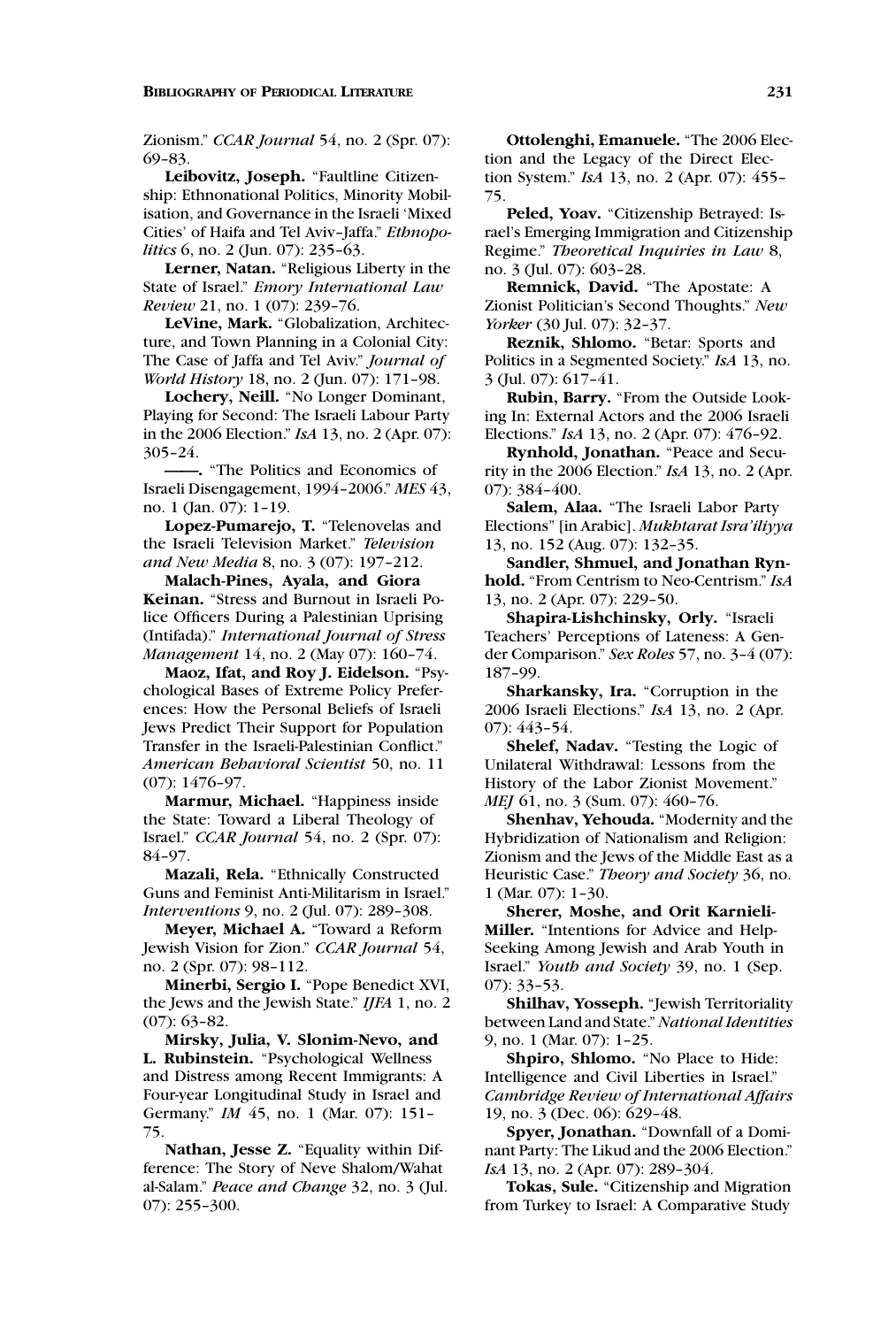Zionism." *CCAR Journal* 54, no. 2 (Spr. 07): 69–83.

**Leibovitz, Joseph.** "Faultline Citizenship: Ethnonational Politics, Minority Mobilisation, and Governance in the Israeli 'Mixed Cities' of Haifa and Tel Aviv–Jaffa." *Ethnopolitics* 6, no. 2 (Jun. 07): 235–63.

**Lerner, Natan.** "Religious Liberty in the State of Israel." *Emory International Law Review* 21, no. 1 (07): 239–76.

**LeVine, Mark.** "Globalization, Architecture, and Town Planning in a Colonial City: The Case of Jaffa and Tel Aviv." *Journal of World History* 18, no. 2 (Jun. 07): 171–98.

**Lochery, Neill.** "No Longer Dominant, Playing for Second: The Israeli Labour Party in the 2006 Election." *IsA* 13, no. 2 (Apr. 07): 305–24.

**———.** "The Politics and Economics of Israeli Disengagement, 1994–2006." *MES* 43, no. 1 (Jan. 07): 1–19.

**Lopez-Pumarejo, T.** "Telenovelas and the Israeli Television Market." *Television and New Media* 8, no. 3 (07): 197–212.

**Malach-Pines, Ayala, and Giora Keinan.** "Stress and Burnout in Israeli Police Officers During a Palestinian Uprising (Intifada)." *International Journal of Stress Management* 14, no. 2 (May 07): 160–74.

**Maoz, Ifat, and Roy J. Eidelson.** "Psychological Bases of Extreme Policy Preferences: How the Personal Beliefs of Israeli Jews Predict Their Support for Population Transfer in the Israeli-Palestinian Conflict." *American Behavioral Scientist* 50, no. 11 (07): 1476–97.

**Marmur, Michael.** "Happiness inside the State: Toward a Liberal Theology of Israel." *CCAR Journal* 54, no. 2 (Spr. 07): 84–97.

**Mazali, Rela.** "Ethnically Constructed Guns and Feminist Anti-Militarism in Israel." *Interventions* 9, no. 2 (Jul. 07): 289–308.

**Meyer, Michael A.** "Toward a Reform Jewish Vision for Zion." *CCAR Journal* 54, no. 2 (Spr. 07): 98–112.

**Minerbi, Sergio I.** "Pope Benedict XVI, the Jews and the Jewish State." *IJFA* 1, no. 2 (07): 63–82.

**Mirsky, Julia, V. Slonim-Nevo, and L. Rubinstein.** "Psychological Wellness and Distress among Recent Immigrants: A Four-year Longitudinal Study in Israel and Germany." *IM* 45, no. 1 (Mar. 07): 151–75.

**Nathan, Jesse Z.** "Equality within Difference: The Story of Neve Shalom/Wahat al-Salam." *Peace and Change* 32, no. 3 (Jul. 07): 255–300.

**Ottolenghi, Emanuele.** "The 2006 Election and the Legacy of the Direct Election System." *IsA* 13, no. 2 (Apr. 07): 455–75.

**Peled, Yoav.** "Citizenship Betrayed: Israel's Emerging Immigration and Citizenship Regime." *Theoretical Inquiries in Law* 8, no. 3 (Jul. 07): 603–28.

**Remnick, David.** "The Apostate: A Zionist Politician's Second Thoughts." *New Yorker* (30 Jul. 07): 32–37.

**Reznik, Shlomo.** "Betar: Sports and Politics in a Segmented Society." *IsA* 13, no. 3 (Jul. 07): 617–41.

**Rubin, Barry.** "From the Outside Looking In: External Actors and the 2006 Israeli Elections." *IsA* 13, no. 2 (Apr. 07): 476–92.

**Rynhold, Jonathan.** "Peace and Security in the 2006 Election." *IsA* 13, no. 2 (Apr. 07): 384–400.

**Salem, Alaa.** "The Israeli Labor Party Elections" [in Arabic]. *Mukhtarat Isra'iliyya* 13, no. 152 (Aug. 07): 132–35.

**Sandler, Shmuel, and Jonathan Rynhold.** "From Centrism to Neo-Centrism." *IsA* 13, no. 2 (Apr. 07): 229–50.

**Shapira-Lishchinsky, Orly.** "Israeli Teachers' Perceptions of Lateness: A Gender Comparison." *Sex Roles* 57, no. 3–4 (07): 187–99.

**Sharkansky, Ira.** "Corruption in the 2006 Israeli Elections." *IsA* 13, no. 2 (Apr. 07): 443–54.

**Shelef, Nadav.** "Testing the Logic of Unilateral Withdrawal: Lessons from the History of the Labor Zionist Movement." *MEJ* 61, no. 3 (Sum. 07): 460–76.

**Shenhav, Yehouda.** "Modernity and the Hybridization of Nationalism and Religion: Zionism and the Jews of the Middle East as a Heuristic Case." *Theory and Society* 36, no. 1 (Mar. 07): 1–30.

**Sherer, Moshe, and Orit Karnieli-Miller.** "Intentions for Advice and Help-Seeking Among Jewish and Arab Youth in Israel." *Youth and Society* 39, no. 1 (Sep. 07): 33–53.

**Shilhav, Yosseph.** "Jewish Territoriality between Land and State." *National Identities* 9, no. 1 (Mar. 07): 1–25.

**Shpiro, Shlomo.** "No Place to Hide: Intelligence and Civil Liberties in Israel." *Cambridge Review of International Affairs* 19, no. 3 (Dec. 06): 629–48.

**Spyer, Jonathan.** "Downfall of a Dominant Party: The Likud and the 2006 Election." *IsA* 13, no. 2 (Apr. 07): 289–304.

**Tokas, Sule.** "Citizenship and Migration from Turkey to Israel: A Comparative Study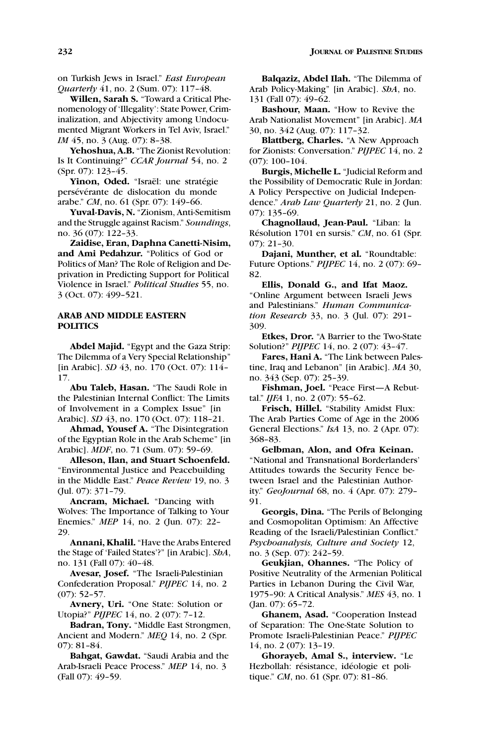on Turkish Jews in Israel." *East European Quarterly* 41, no. 2 (Sum. 07): 117–48.

**Willen, Sarah S.** "Toward a Critical Phenomenology of 'Illegality': State Power, Criminalization, and Abjectivity among Undocumented Migrant Workers in Tel Aviv, Israel." *IM* 45, no. 3 (Aug. 07): 8–38.

**Yehoshua, A.B.** "The Zionist Revolution: Is It Continuing?" *CCAR Journal* 54, no. 2 (Spr. 07): 123–45.

**Yinon, Oded.** "Israël: une stratégie persévérante de dislocation du monde arabe." *CM*, no. 61 (Spr. 07): 149–66.

**Yuval-Davis, N.** "Zionism, Anti-Semitism and the Struggle against Racism." *Soundings*, no. 36 (07): 122–33.

**Zaidise, Eran, Daphna Canetti-Nisim, and Ami Pedahzur.** "Politics of God or Politics of Man? The Role of Religion and Deprivation in Predicting Support for Political Violence in Israel." *Political Studies* 55, no. 3 (Oct. 07): 499–521.

## ARAB AND MIDDLE EASTERN POLITICS

**Abdel Majid.** "Egypt and the Gaza Strip: The Dilemma of a Very Special Relationship" [in Arabic]. *SD* 43, no. 170 (Oct. 07): 114–17.

**Abu Taleb, Hasan.** "The Saudi Role in the Palestinian Internal Conflict: The Limits of Involvement in a Complex Issue" [in Arabic]. *SD* 43, no. 170 (Oct. 07): 118–21.

**Ahmad, Yousef A.** "The Disintegration of the Egyptian Role in the Arab Scheme" [in Arabic]. *MDF*, no. 71 (Sum. 07): 59–69.

**Alleson, Ilan, and Stuart Schoenfeld.** "Environmental Justice and Peacebuilding in the Middle East." *Peace Review* 19, no. 3 (Jul. 07): 371–79.

**Ancram, Michael.** "Dancing with Wolves: The Importance of Talking to Your Enemies." *MEP* 14, no. 2 (Jun. 07): 22–29.

**Annani, Khalil.** "Have the Arabs Entered the Stage of 'Failed States'?" [in Arabic]. *ShA*, no. 131 (Fall 07): 40–48.

**Avesar, Josef.** "The Israeli-Palestinian Confederation Proposal." *PIJPEC* 14, no. 2 (07): 52–57.

**Avnery, Uri.** "One State: Solution or Utopia?" *PIJPEC* 14, no. 2 (07): 7–12.

**Badran, Tony.** "Middle East Strongmen, Ancient and Modern." *MEQ* 14, no. 2 (Spr. 07): 81–84.

**Bahgat, Gawdat.** "Saudi Arabia and the Arab-Israeli Peace Process." *MEP* 14, no. 3 (Fall 07): 49–59.

**Balqaziz, Abdel Ilah.** "The Dilemma of Arab Policy-Making" [in Arabic]. *ShA*, no. 131 (Fall 07): 49–62.

**Bashour, Maan.** "How to Revive the Arab Nationalist Movement" [in Arabic]. *MA* 30, no. 342 (Aug. 07): 117–32.

**Blattberg, Charles.** "A New Approach for Zionists: Conversation." *PIJPEC* 14, no. 2 (07): 100–104.

**Burgis, Michelle L.** "Judicial Reform and the Possibility of Democratic Rule in Jordan: A Policy Perspective on Judicial Independence." *Arab Law Quarterly* 21, no. 2 (Jun. 07): 135–69.

**Chagnollaud, Jean-Paul.** "Liban: la Résolution 1701 en sursis." *CM*, no. 61 (Spr. 07): 21–30.

**Dajani, Munther, et al.** "Roundtable: Future Options." *PIJPEC* 14, no. 2 (07): 69–82.

**Ellis, Donald G., and Ifat Maoz.** "Online Argument between Israeli Jews and Palestinians." *Human Communication Research* 33, no. 3 (Jul. 07): 291–309.

**Etkes, Dror.** "A Barrier to the Two-State Solution?" *PIJPEC* 14, no. 2 (07): 43–47.

**Fares, Hani A.** "The Link between Palestine, Iraq and Lebanon" [in Arabic]. *MA* 30, no. 343 (Sep. 07): 25–39.

**Fishman, Joel.** "Peace First—A Rebuttal." *IJFA* 1, no. 2 (07): 55–62.

**Frisch, Hillel.** "Stability Amidst Flux: The Arab Parties Come of Age in the 2006 General Elections." *IsA* 13, no. 2 (Apr. 07): 368–83.

**Gelbman, Alon, and Ofra Keinan.** "National and Transnational Borderlanders' Attitudes towards the Security Fence between Israel and the Palestinian Authority." *GeoJournal* 68, no. 4 (Apr. 07): 279–91.

**Georgis, Dina.** "The Perils of Belonging and Cosmopolitan Optimism: An Affective Reading of the Israeli/Palestinian Conflict." *Psychoanalysis, Culture and Society* 12, no. 3 (Sep. 07): 242–59.

**Geukjian, Ohannes.** "The Policy of Positive Neutrality of the Armenian Political Parties in Lebanon During the Civil War, 1975–90: A Critical Analysis." *MES* 43, no. 1 (Jan. 07): 65–72.

**Ghanem, Asad.** "Cooperation Instead of Separation: The One-State Solution to Promote Israeli-Palestinian Peace." *PIJPEC* 14, no. 2 (07): 13–19.

**Ghorayeb, Amal S., interview.** "Le Hezbollah: résistance, idéologie et politique." *CM*, no. 61 (Spr. 07): 81–86.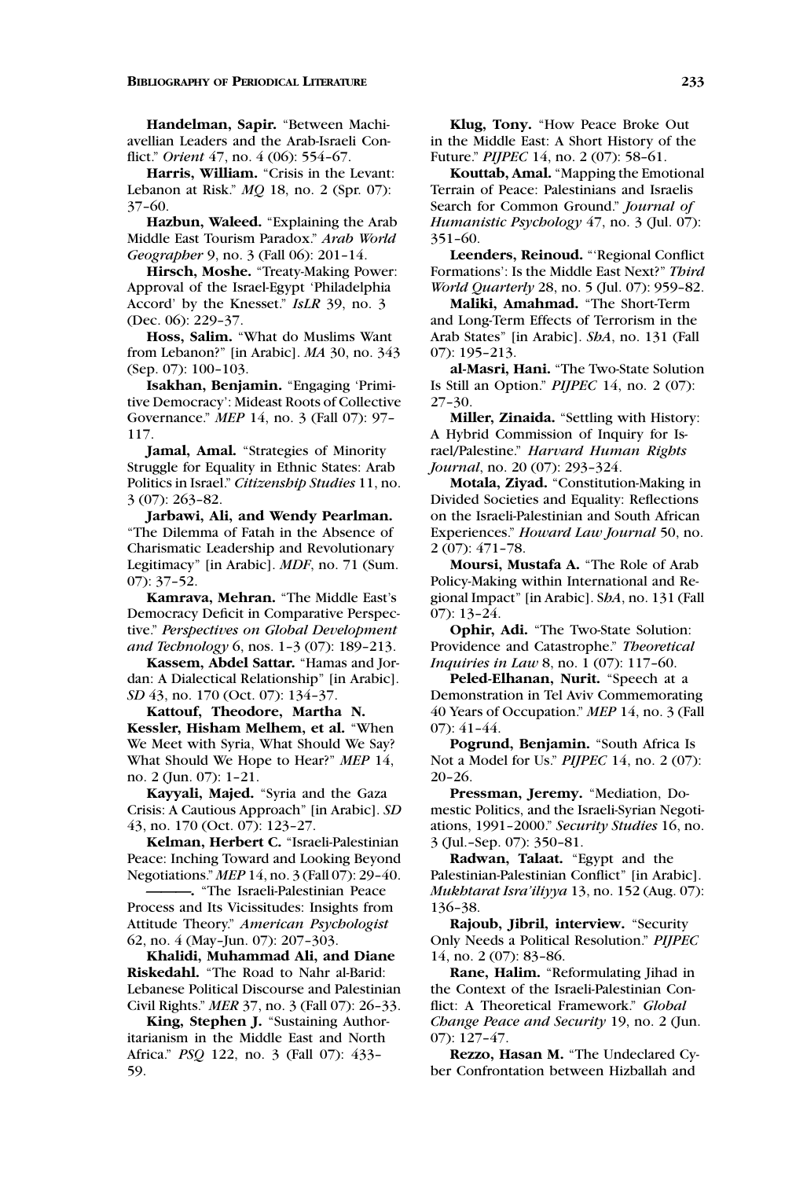**Handelman, Sapir.** "Between Machiavellian Leaders and the Arab-Israeli Conflict." *Orient* 47, no. 4 (06): 554–67.

**Harris, William.** "Crisis in the Levant: Lebanon at Risk." *MQ* 18, no. 2 (Spr. 07): 37–60.

**Hazbun, Waleed.** "Explaining the Arab Middle East Tourism Paradox." *Arab World Geographer* 9, no. 3 (Fall 06): 201–14.

**Hirsch, Moshe.** "Treaty-Making Power: Approval of the Israel-Egypt 'Philadelphia Accord' by the Knesset." *IsLR* 39, no. 3 (Dec. 06): 229–37.

**Hoss, Salim.** "What do Muslims Want from Lebanon?" [in Arabic]. *MA* 30, no. 343 (Sep. 07): 100–103.

**Isakhan, Benjamin.** "Engaging 'Primitive Democracy': Mideast Roots of Collective Governance." *MEP* 14, no. 3 (Fall 07): 97–117.

**Jamal, Amal.** "Strategies of Minority Struggle for Equality in Ethnic States: Arab Politics in Israel." *Citizenship Studies* 11, no. 3 (07): 263–82.

**Jarbawi, Ali, and Wendy Pearlman.** "The Dilemma of Fatah in the Absence of Charismatic Leadership and Revolutionary Legitimacy" [in Arabic]. *MDF*, no. 71 (Sum. 07): 37–52.

**Kamrava, Mehran.** "The Middle East's Democracy Deficit in Comparative Perspective." *Perspectives on Global Development and Technology* 6, nos. 1–3 (07): 189–213.

**Kassem, Abdel Sattar.** "Hamas and Jordan: A Dialectical Relationship" [in Arabic]. *SD* 43, no. 170 (Oct. 07): 134–37.

**Kattouf, Theodore, Martha N. Kessler, Hisham Melhem, et al.** "When We Meet with Syria, What Should We Say? What Should We Hope to Hear?" *MEP* 14, no. 2 (Jun. 07): 1–21.

**Kayyali, Majed.** "Syria and the Gaza Crisis: A Cautious Approach" [in Arabic]. *SD* 43, no. 170 (Oct. 07): 123–27.

**Kelman, Herbert C.** "Israeli-Palestinian Peace: Inching Toward and Looking Beyond Negotiations." *MEP* 14, no. 3 (Fall 07): 29–40.

**———.** "The Israeli-Palestinian Peace Process and Its Vicissitudes: Insights from Attitude Theory." *American Psychologist* 62, no. 4 (May–Jun. 07): 207–303.

**Khalidi, Muhammad Ali, and Diane Riskedahl.** "The Road to Nahr al-Barid: Lebanese Political Discourse and Palestinian Civil Rights." *MER* 37, no. 3 (Fall 07): 26–33.

**King, Stephen J.** "Sustaining Authoritarianism in the Middle East and North Africa." *PSQ* 122, no. 3 (Fall 07): 433–59.

**Klug, Tony.** "How Peace Broke Out in the Middle East: A Short History of the Future." *PIJPEC* 14, no. 2 (07): 58–61.

**Kouttab, Amal.** "Mapping the Emotional Terrain of Peace: Palestinians and Israelis Search for Common Ground." *Journal of Humanistic Psychology* 47, no. 3 (Jul. 07): 351–60.

**Leenders, Reinoud.** "'Regional Conflict Formations': Is the Middle East Next?" *Third World Quarterly* 28, no. 5 (Jul. 07): 959–82.

**Maliki, Amahmad.** "The Short-Term and Long-Term Effects of Terrorism in the Arab States" [in Arabic]. *ShA*, no. 131 (Fall 07): 195–213.

**al-Masri, Hani.** "The Two-State Solution Is Still an Option." *PIJPEC* 14, no. 2 (07): 27–30.

**Miller, Zinaida.** "Settling with History: A Hybrid Commission of Inquiry for Israel/Palestine." *Harvard Human Rights Journal*, no. 20 (07): 293–324.

**Motala, Ziyad.** "Constitution-Making in Divided Societies and Equality: Reflections on the Israeli-Palestinian and South African Experiences." *Howard Law Journal* 50, no. 2 (07): 471–78.

**Moursi, Mustafa A.** "The Role of Arab Policy-Making within International and Regional Impact" [in Arabic]. *ShA*, no. 131 (Fall 07): 13–24.

**Ophir, Adi.** "The Two-State Solution: Providence and Catastrophe." *Theoretical Inquiries in Law* 8, no. 1 (07): 117–60.

**Peled-Elhanan, Nurit.** "Speech at a Demonstration in Tel Aviv Commemorating 40 Years of Occupation." *MEP* 14, no. 3 (Fall 07): 41–44.

**Pogrund, Benjamin.** "South Africa Is Not a Model for Us." *PIJPEC* 14, no. 2 (07): 20–26.

**Pressman, Jeremy.** "Mediation, Domestic Politics, and the Israeli-Syrian Negotiations, 1991–2000." *Security Studies* 16, no. 3 (Jul.–Sep. 07): 350–81.

**Radwan, Talaat.** "Egypt and the Palestinian-Palestinian Conflict" [in Arabic]. *Mukhtarat Isra'iliyya* 13, no. 152 (Aug. 07): 136–38.

**Rajoub, Jibril, interview.** "Security Only Needs a Political Resolution." *PIJPEC* 14, no. 2 (07): 83–86.

**Rane, Halim.** "Reformulating Jihad in the Context of the Israeli-Palestinian Conflict: A Theoretical Framework." *Global Change Peace and Security* 19, no. 2 (Jun. 07): 127–47.

**Rezzo, Hasan M.** "The Undeclared Cyber Confrontation between Hizballah and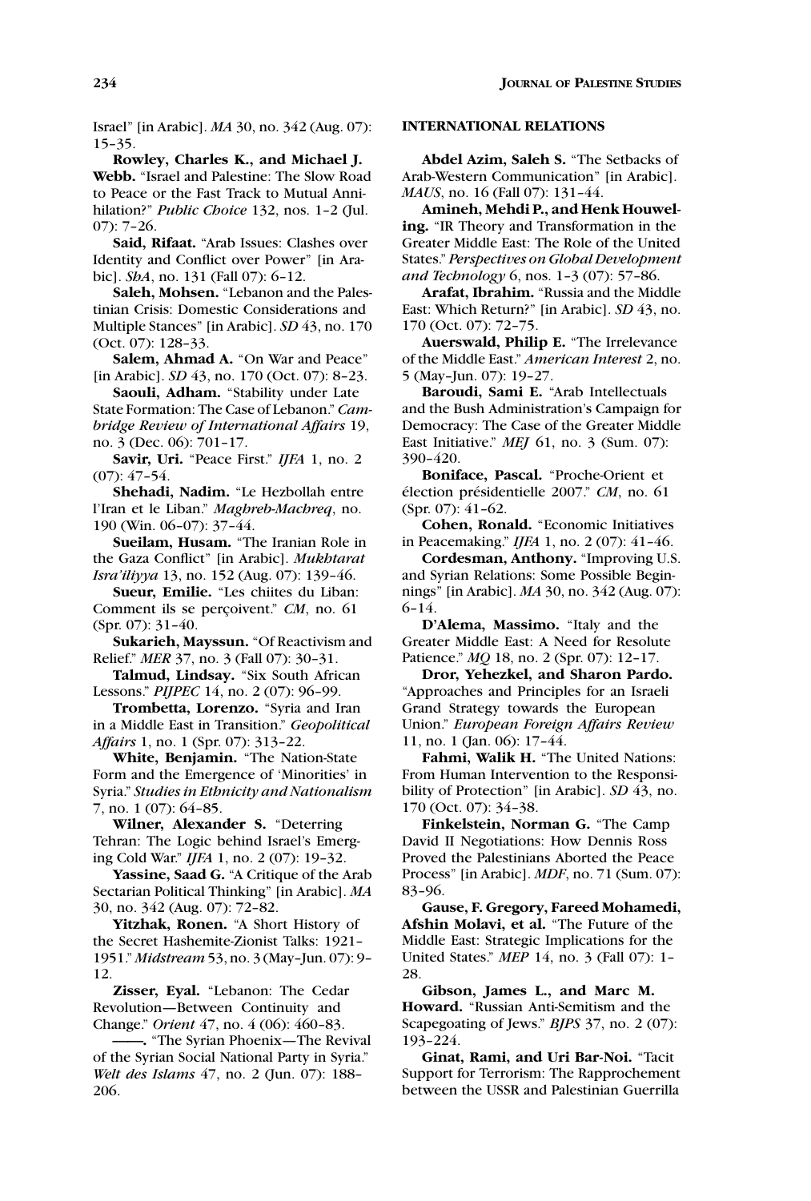Israel" [in Arabic]. *MA* 30, no. 342 (Aug. 07): 15–35.

**Rowley, Charles K., and Michael J. Webb.** "Israel and Palestine: The Slow Road to Peace or the Fast Track to Mutual Annihilation?" *Public Choice* 132, nos. 1–2 (Jul. 07): 7–26.

**Said, Rifaat.** "Arab Issues: Clashes over Identity and Conflict over Power" [in Arabic]. *ShA*, no. 131 (Fall 07): 6–12.

**Saleh, Mohsen.** "Lebanon and the Palestinian Crisis: Domestic Considerations and Multiple Stances" [in Arabic]. *SD* 43, no. 170 (Oct. 07): 128–33.

**Salem, Ahmad A.** "On War and Peace" [in Arabic]. *SD* 43, no. 170 (Oct. 07): 8–23.

**Saouli, Adham.** "Stability under Late State Formation: The Case of Lebanon." *Cambridge Review of International Affairs* 19, no. 3 (Dec. 06): 701–17.

**Savir, Uri.** "Peace First." *IJFA* 1, no. 2 (07): 47–54.

**Shehadi, Nadim.** "Le Hezbollah entre l'Iran et le Liban." *Maghreb-Machreq*, no. 190 (Win. 06–07): 37–44.

**Sueilam, Husam.** "The Iranian Role in the Gaza Conflict" [in Arabic]. *Mukhtarat Isra'iliyya* 13, no. 152 (Aug. 07): 139–46.

**Sueur, Emilie.** "Les chiites du Liban: Comment ils se perçoivent." *CM*, no. 61 (Spr. 07): 31–40.

**Sukarieh, Mayssun.** "Of Reactivism and Relief." *MER* 37, no. 3 (Fall 07): 30–31.

**Talmud, Lindsay.** "Six South African Lessons." *PIJPEC* 14, no. 2 (07): 96–99.

**Trombetta, Lorenzo.** "Syria and Iran in a Middle East in Transition." *Geopolitical Affairs* 1, no. 1 (Spr. 07): 313–22.

**White, Benjamin.** "The Nation-State Form and the Emergence of 'Minorities' in Syria." *Studies in Ethnicity and Nationalism* 7, no. 1 (07): 64–85.

**Wilner, Alexander S.** "Deterring Tehran: The Logic behind Israel's Emerging Cold War." *IJFA* 1, no. 2 (07): 19–32.

**Yassine, Saad G.** "A Critique of the Arab Sectarian Political Thinking" [in Arabic]. *MA* 30, no. 342 (Aug. 07): 72–82.

**Yitzhak, Ronen.** "A Short History of the Secret Hashemite-Zionist Talks: 1921–1951." *Midstream* 53, no. 3 (May–Jun. 07): 9–12.

**Zisser, Eyal.** "Lebanon: The Cedar Revolution—Between Continuity and Change." *Orient* 47, no. 4 (06): 460–83.

**——.** "The Syrian Phoenix—The Revival of the Syrian Social National Party in Syria." *Welt des Islams* 47, no. 2 (Jun. 07): 188–206.

## INTERNATIONAL RELATIONS

**Abdel Azim, Saleh S.** "The Setbacks of Arab-Western Communication" [in Arabic]. *MAUS*, no. 16 (Fall 07): 131–44.

**Amineh, Mehdi P., and Henk Houweling.** "IR Theory and Transformation in the Greater Middle East: The Role of the United States." *Perspectives on Global Development and Technology* 6, nos. 1–3 (07): 57–86.

**Arafat, Ibrahim.** "Russia and the Middle East: Which Return?" [in Arabic]. *SD* 43, no. 170 (Oct. 07): 72–75.

**Auerswald, Philip E.** "The Irrelevance of the Middle East." *American Interest* 2, no. 5 (May–Jun. 07): 19–27.

**Baroudi, Sami E.** "Arab Intellectuals and the Bush Administration's Campaign for Democracy: The Case of the Greater Middle East Initiative." *MEJ* 61, no. 3 (Sum. 07): 390–420.

**Boniface, Pascal.** "Proche-Orient et élection présidentielle 2007." *CM*, no. 61 (Spr. 07): 41–62.

**Cohen, Ronald.** "Economic Initiatives in Peacemaking." *IJFA* 1, no. 2 (07): 41–46.

**Cordesman, Anthony.** "Improving U.S. and Syrian Relations: Some Possible Beginnings" [in Arabic]. *MA* 30, no. 342 (Aug. 07): 6–14.

**D'Alema, Massimo.** "Italy and the Greater Middle East: A Need for Resolute Patience." *MQ* 18, no. 2 (Spr. 07): 12–17.

**Dror, Yehezkel, and Sharon Pardo.** "Approaches and Principles for an Israeli Grand Strategy towards the European Union." *European Foreign Affairs Review* 11, no. 1 (Jan. 06): 17–44.

**Fahmi, Walik H.** "The United Nations: From Human Intervention to the Responsibility of Protection" [in Arabic]. *SD* 43, no. 170 (Oct. 07): 34–38.

**Finkelstein, Norman G.** "The Camp David II Negotiations: How Dennis Ross Proved the Palestinians Aborted the Peace Process" [in Arabic]. *MDF*, no. 71 (Sum. 07): 83–96.

**Gause, F. Gregory, Fareed Mohamedi, Afshin Molavi, et al.** "The Future of the Middle East: Strategic Implications for the United States." *MEP* 14, no. 3 (Fall 07): 1–28.

**Gibson, James L., and Marc M. Howard.** "Russian Anti-Semitism and the Scapegoating of Jews." *BJPS* 37, no. 2 (07): 193–224.

**Ginat, Rami, and Uri Bar-Noi.** "Tacit Support for Terrorism: The Rapprochement between the USSR and Palestinian Guerrilla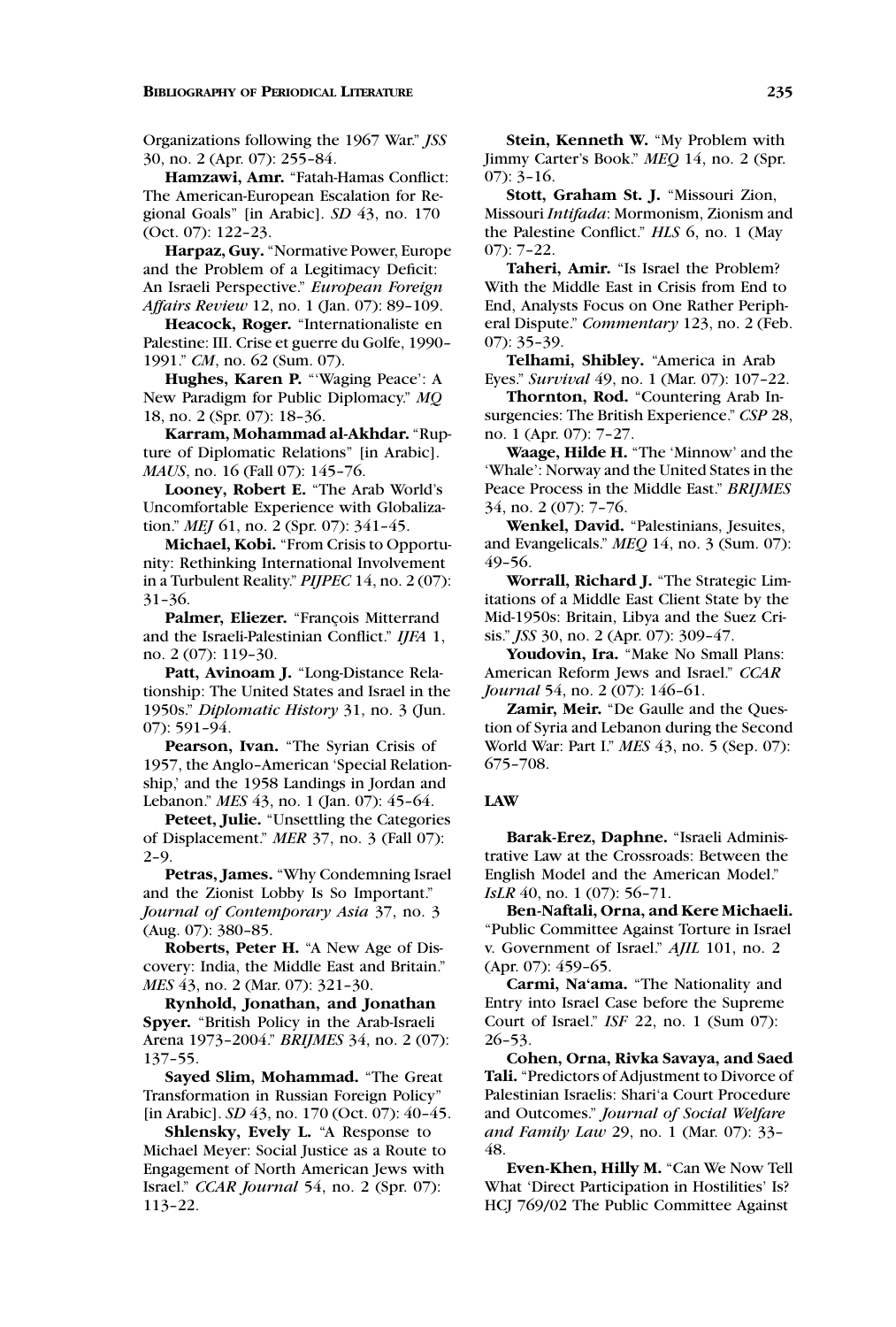Organizations following the 1967 War." *JSS* 30, no. 2 (Apr. 07): 255–84.

**Hamzawi, Amr.** "Fatah-Hamas Conflict: The American-European Escalation for Regional Goals" [in Arabic]. *SD* 43, no. 170 (Oct. 07): 122–23.

**Harpaz, Guy.** "Normative Power, Europe and the Problem of a Legitimacy Deficit: An Israeli Perspective." *European Foreign Affairs Review* 12, no. 1 (Jan. 07): 89–109.

**Heacock, Roger.** "Internationaliste en Palestine: III. Crise et guerre du Golfe, 1990–1991." *CM*, no. 62 (Sum. 07).

**Hughes, Karen P.** "'Waging Peace': A New Paradigm for Public Diplomacy." *MQ* 18, no. 2 (Spr. 07): 18–36.

**Karram, Mohammad al-Akhdar.** "Rupture of Diplomatic Relations" [in Arabic]. *MAUS*, no. 16 (Fall 07): 145–76.

**Looney, Robert E.** "The Arab World's Uncomfortable Experience with Globalization." *MEJ* 61, no. 2 (Spr. 07): 341–45.

**Michael, Kobi.** "From Crisis to Opportunity: Rethinking International Involvement in a Turbulent Reality." *PIJPEC* 14, no. 2 (07): 31–36.

**Palmer, Eliezer.** "François Mitterrand and the Israeli-Palestinian Conflict." *IJFA* 1, no. 2 (07): 119–30.

**Patt, Avinoam J.** "Long-Distance Relationship: The United States and Israel in the 1950s." *Diplomatic History* 31, no. 3 (Jun. 07): 591–94.

**Pearson, Ivan.** "The Syrian Crisis of 1957, the Anglo–American 'Special Relationship,' and the 1958 Landings in Jordan and Lebanon." *MES* 43, no. 1 (Jan. 07): 45–64.

**Peteet, Julie.** "Unsettling the Categories of Displacement." *MER* 37, no. 3 (Fall 07): 2–9.

**Petras, James.** "Why Condemning Israel and the Zionist Lobby Is So Important." *Journal of Contemporary Asia* 37, no. 3 (Aug. 07): 380–85.

**Roberts, Peter H.** "A New Age of Discovery: India, the Middle East and Britain." *MES* 43, no. 2 (Mar. 07): 321–30.

**Rynhold, Jonathan, and Jonathan Spyer.** "British Policy in the Arab-Israeli Arena 1973–2004." *BRIJMES* 34, no. 2 (07): 137–55.

**Sayed Slim, Mohammad.** "The Great Transformation in Russian Foreign Policy" [in Arabic]. *SD* 43, no. 170 (Oct. 07): 40–45.

**Shlensky, Evely L.** "A Response to Michael Meyer: Social Justice as a Route to Engagement of North American Jews with Israel." *CCAR Journal* 54, no. 2 (Spr. 07): 113–22.

**Stein, Kenneth W.** "My Problem with Jimmy Carter's Book." *MEQ* 14, no. 2 (Spr. 07): 3–16.

**Stott, Graham St. J.** "Missouri Zion, Missouri *Intifada*: Mormonism, Zionism and the Palestine Conflict." *HLS* 6, no. 1 (May 07): 7–22.

**Taheri, Amir.** "Is Israel the Problem? With the Middle East in Crisis from End to End, Analysts Focus on One Rather Peripheral Dispute." *Commentary* 123, no. 2 (Feb. 07): 35–39.

**Telhami, Shibley.** "America in Arab Eyes." *Survival* 49, no. 1 (Mar. 07): 107–22.

**Thornton, Rod.** "Countering Arab Insurgencies: The British Experience." *CSP* 28, no. 1 (Apr. 07): 7–27.

**Waage, Hilde H.** "The 'Minnow' and the 'Whale': Norway and the United States in the Peace Process in the Middle East." *BRIJMES* 34, no. 2 (07): 7–76.

**Wenkel, David.** "Palestinians, Jesuites, and Evangelicals." *MEQ* 14, no. 3 (Sum. 07): 49–56.

**Worrall, Richard J.** "The Strategic Limitations of a Middle East Client State by the Mid-1950s: Britain, Libya and the Suez Crisis." *JSS* 30, no. 2 (Apr. 07): 309–47.

**Youdovin, Ira.** "Make No Small Plans: American Reform Jews and Israel." *CCAR Journal* 54, no. 2 (07): 146–61.

**Zamir, Meir.** "De Gaulle and the Question of Syria and Lebanon during the Second World War: Part I." *MES* 43, no. 5 (Sep. 07): 675–708.

## LAW

**Barak-Erez, Daphne.** "Israeli Administrative Law at the Crossroads: Between the English Model and the American Model." *IsLR* 40, no. 1 (07): 56–71.

**Ben-Naftali, Orna, and Kere Michaeli.** "Public Committee Against Torture in Israel v. Government of Israel." *AJIL* 101, no. 2 (Apr. 07): 459–65.

**Carmi, Na'ama.** "The Nationality and Entry into Israel Case before the Supreme Court of Israel." *ISF* 22, no. 1 (Sum 07): 26–53.

**Cohen, Orna, Rivka Savaya, and Saed Tali.** "Predictors of Adjustment to Divorce of Palestinian Israelis: Shari'a Court Procedure and Outcomes." *Journal of Social Welfare and Family Law* 29, no. 1 (Mar. 07): 33–48.

**Even-Khen, Hilly M.** "Can We Now Tell What 'Direct Participation in Hostilities' Is? HCJ 769/02 The Public Committee Against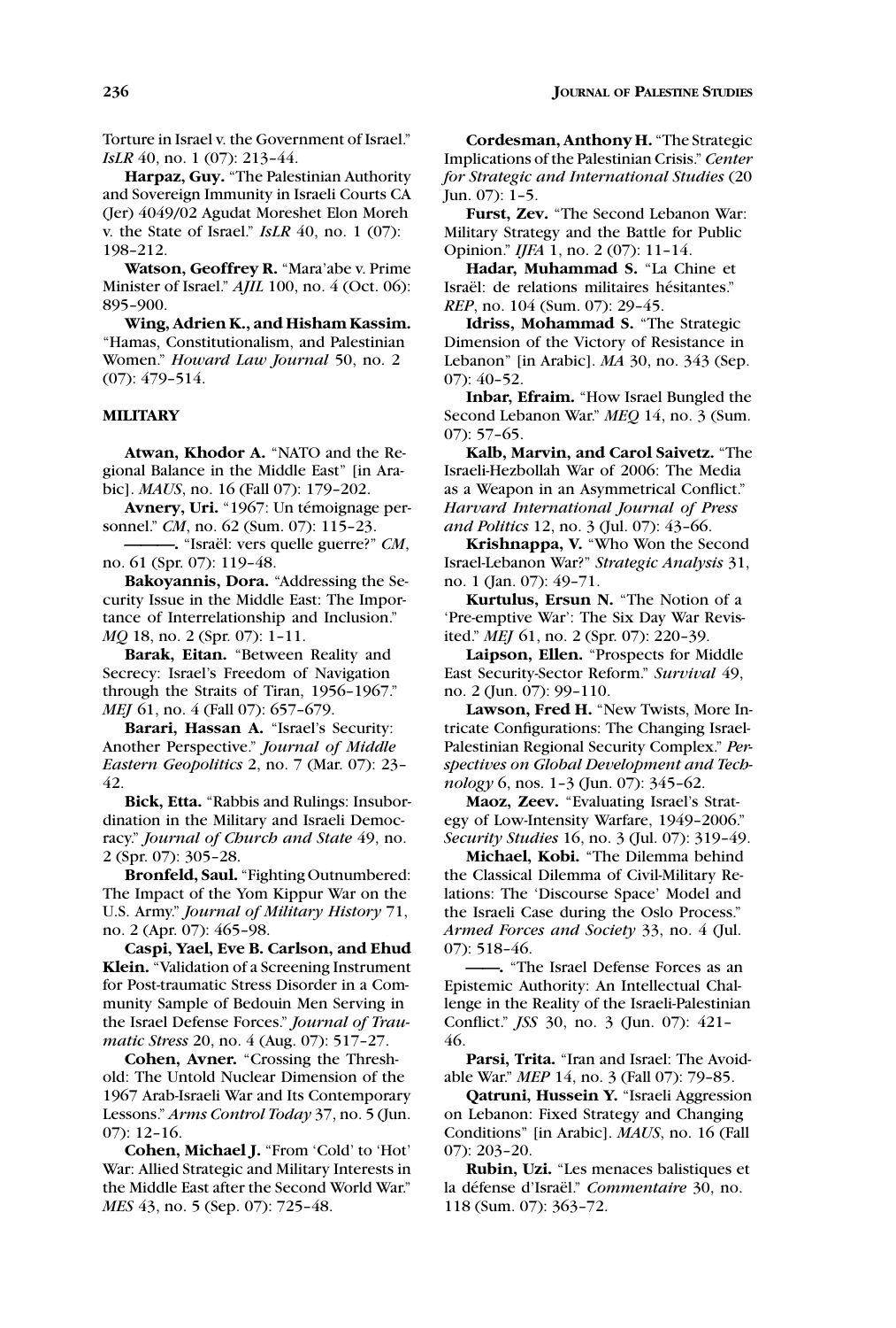Torture in Israel v. the Government of Israel." *IsLR* 40, no. 1 (07): 213–44.

**Harpaz, Guy.** "The Palestinian Authority and Sovereign Immunity in Israeli Courts CA (Jer) 4049/02 Agudat Moreshet Elon Moreh v. the State of Israel." *IsLR* 40, no. 1 (07): 198–212.

**Watson, Geoffrey R.** "Mara'abe v. Prime Minister of Israel." *AJIL* 100, no. 4 (Oct. 06): 895–900.

**Wing, Adrien K., and Hisham Kassim.** "Hamas, Constitutionalism, and Palestinian Women." *Howard Law Journal* 50, no. 2 (07): 479–514.

## MILITARY

**Atwan, Khodor A.** "NATO and the Regional Balance in the Middle East" [in Arabic]. *MAUS*, no. 16 (Fall 07): 179–202.

**Avnery, Uri.** "1967: Un témoignage personnel." *CM*, no. 62 (Sum. 07): 115–23.

**———.** "Israël: vers quelle guerre?" *CM*, no. 61 (Spr. 07): 119–48.

**Bakoyannis, Dora.** "Addressing the Security Issue in the Middle East: The Importance of Interrelationship and Inclusion." *MQ* 18, no. 2 (Spr. 07): 1–11.

**Barak, Eitan.** "Between Reality and Secrecy: Israel's Freedom of Navigation through the Straits of Tiran, 1956–1967." *MEJ* 61, no. 4 (Fall 07): 657–679.

**Barari, Hassan A.** "Israel's Security: Another Perspective." *Journal of Middle Eastern Geopolitics* 2, no. 7 (Mar. 07): 23–42.

**Bick, Etta.** "Rabbis and Rulings: Insubordination in the Military and Israeli Democracy." *Journal of Church and State* 49, no. 2 (Spr. 07): 305–28.

**Bronfeld, Saul.** "Fighting Outnumbered: The Impact of the Yom Kippur War on the U.S. Army." *Journal of Military History* 71, no. 2 (Apr. 07): 465–98.

**Caspi, Yael, Eve B. Carlson, and Ehud Klein.** "Validation of a Screening Instrument for Post-traumatic Stress Disorder in a Community Sample of Bedouin Men Serving in the Israel Defense Forces." *Journal of Traumatic Stress* 20, no. 4 (Aug. 07): 517–27.

**Cohen, Avner.** "Crossing the Threshold: The Untold Nuclear Dimension of the 1967 Arab-Israeli War and Its Contemporary Lessons." *Arms Control Today* 37, no. 5 (Jun. 07): 12–16.

**Cohen, Michael J.** "From 'Cold' to 'Hot' War: Allied Strategic and Military Interests in the Middle East after the Second World War." *MES* 43, no. 5 (Sep. 07): 725–48.

**Cordesman, Anthony H.** "The Strategic Implications of the Palestinian Crisis." *Center for Strategic and International Studies* (20 Jun. 07): 1–5.

**Furst, Zev.** "The Second Lebanon War: Military Strategy and the Battle for Public Opinion." *IJFA* 1, no. 2 (07): 11–14.

**Hadar, Muhammad S.** "La Chine et Israël: de relations militaires hésitantes." *REP*, no. 104 (Sum. 07): 29–45.

**Idriss, Mohammad S.** "The Strategic Dimension of the Victory of Resistance in Lebanon" [in Arabic]. *MA* 30, no. 343 (Sep. 07): 40–52.

**Inbar, Efraim.** "How Israel Bungled the Second Lebanon War." *MEQ* 14, no. 3 (Sum. 07): 57–65.

**Kalb, Marvin, and Carol Saivetz.** "The Israeli-Hezbollah War of 2006: The Media as a Weapon in an Asymmetrical Conflict." *Harvard International Journal of Press and Politics* 12, no. 3 (Jul. 07): 43–66.

**Krishnappa, V.** "Who Won the Second Israel-Lebanon War?" *Strategic Analysis* 31, no. 1 (Jan. 07): 49–71.

**Kurtulus, Ersun N.** "The Notion of a 'Pre-emptive War': The Six Day War Revisited." *MEJ* 61, no. 2 (Spr. 07): 220–39.

**Laipson, Ellen.** "Prospects for Middle East Security-Sector Reform." *Survival* 49, no. 2 (Jun. 07): 99–110.

**Lawson, Fred H.** "New Twists, More Intricate Configurations: The Changing Israel-Palestinian Regional Security Complex." *Perspectives on Global Development and Technology* 6, nos. 1–3 (Jun. 07): 345–62.

**Maoz, Zeev.** "Evaluating Israel's Strategy of Low-Intensity Warfare, 1949–2006." *Security Studies* 16, no. 3 (Jul. 07): 319–49.

**Michael, Kobi.** "The Dilemma behind the Classical Dilemma of Civil-Military Relations: The 'Discourse Space' Model and the Israeli Case during the Oslo Process." *Armed Forces and Society* 33, no. 4 (Jul. 07): 518–46.

**——.** "The Israel Defense Forces as an Epistemic Authority: An Intellectual Challenge in the Reality of the Israeli-Palestinian Conflict." *JSS* 30, no. 3 (Jun. 07): 421–46.

**Parsi, Trita.** "Iran and Israel: The Avoidable War." *MEP* 14, no. 3 (Fall 07): 79–85.

**Qatruni, Hussein Y.** "Israeli Aggression on Lebanon: Fixed Strategy and Changing Conditions" [in Arabic]. *MAUS*, no. 16 (Fall 07): 203–20.

**Rubin, Uzi.** "Les menaces balistiques et la défense d'Israël." *Commentaire* 30, no. 118 (Sum. 07): 363–72.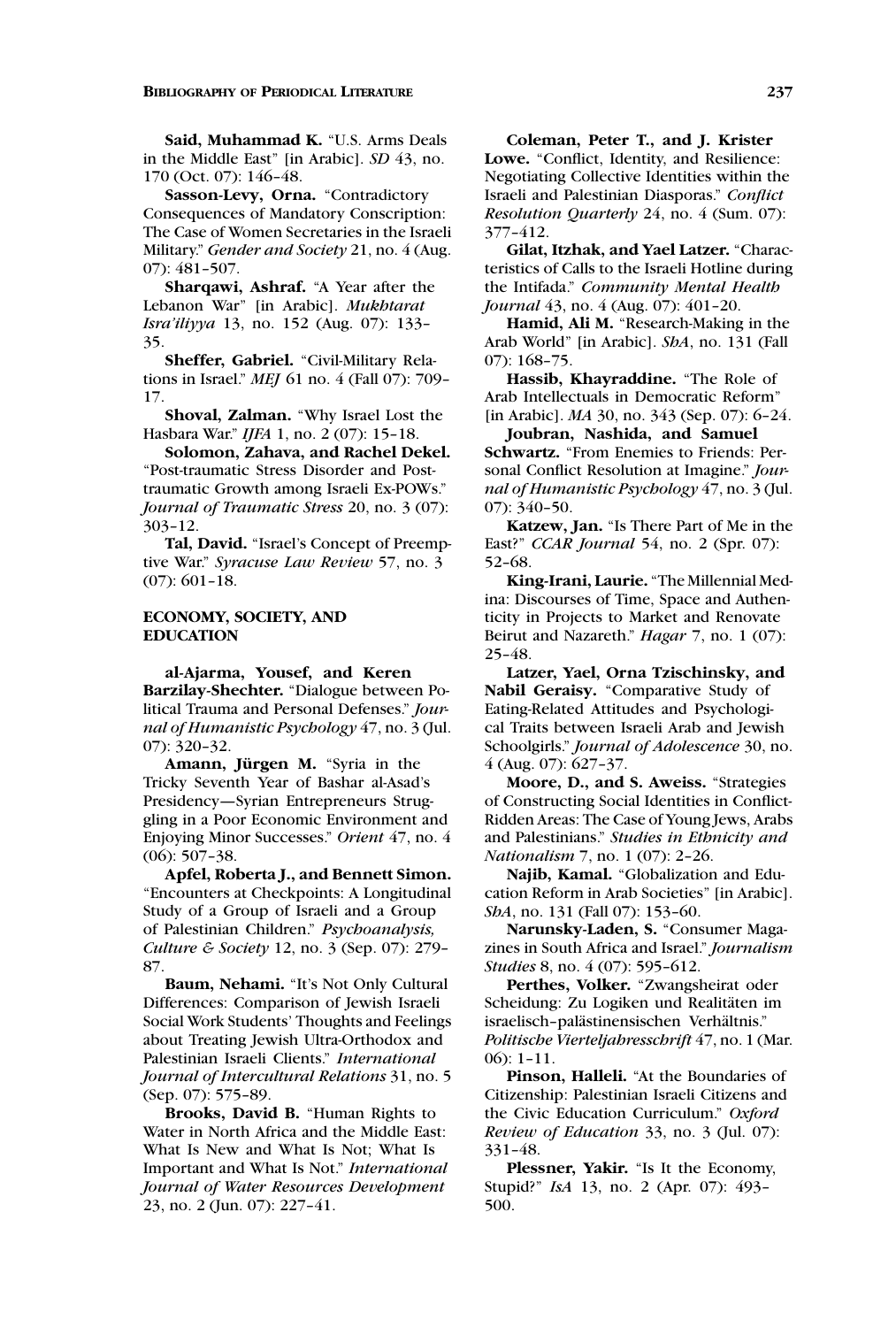**Said, Muhammad K.** "U.S. Arms Deals in the Middle East" [in Arabic]. *SD* 43, no. 170 (Oct. 07): 146–48.

**Sasson-Levy, Orna.** "Contradictory Consequences of Mandatory Conscription: The Case of Women Secretaries in the Israeli Military." *Gender and Society* 21, no. 4 (Aug. 07): 481–507.

**Sharqawi, Ashraf.** "A Year after the Lebanon War" [in Arabic]. *Mukhtarat Isra'iliyya* 13, no. 152 (Aug. 07): 133–35.

**Sheffer, Gabriel.** "Civil-Military Relations in Israel." *MEJ* 61 no. 4 (Fall 07): 709–17.

**Shoval, Zalman.** "Why Israel Lost the Hasbara War." *IJFA* 1, no. 2 (07): 15–18.

**Solomon, Zahava, and Rachel Dekel.** "Post-traumatic Stress Disorder and Post-traumatic Growth among Israeli Ex-POWs." *Journal of Traumatic Stress* 20, no. 3 (07): 303–12.

**Tal, David.** "Israel's Concept of Preemptive War." *Syracuse Law Review* 57, no. 3 (07): 601–18.

## ECONOMY, SOCIETY, AND EDUCATION

**al-Ajarma, Yousef, and Keren Barzilay-Shechter.** "Dialogue between Political Trauma and Personal Defenses." *Journal of Humanistic Psychology* 47, no. 3 (Jul. 07): 320–32.

**Amann, Jürgen M.** "Syria in the Tricky Seventh Year of Bashar al-Asad's Presidency—Syrian Entrepreneurs Struggling in a Poor Economic Environment and Enjoying Minor Successes." *Orient* 47, no. 4 (06): 507–38.

**Apfel, Roberta J., and Bennett Simon.** "Encounters at Checkpoints: A Longitudinal Study of a Group of Israeli and a Group of Palestinian Children." *Psychoanalysis, Culture & Society* 12, no. 3 (Sep. 07): 279–87.

**Baum, Nehami.** "It's Not Only Cultural Differences: Comparison of Jewish Israeli Social Work Students' Thoughts and Feelings about Treating Jewish Ultra-Orthodox and Palestinian Israeli Clients." *International Journal of Intercultural Relations* 31, no. 5 (Sep. 07): 575–89.

**Brooks, David B.** "Human Rights to Water in North Africa and the Middle East: What Is New and What Is Not; What Is Important and What Is Not." *International Journal of Water Resources Development* 23, no. 2 (Jun. 07): 227–41.

**Coleman, Peter T., and J. Krister Lowe.** "Conflict, Identity, and Resilience: Negotiating Collective Identities within the Israeli and Palestinian Diasporas." *Conflict Resolution Quarterly* 24, no. 4 (Sum. 07): 377–412.

**Gilat, Itzhak, and Yael Latzer.** "Characteristics of Calls to the Israeli Hotline during the Intifada." *Community Mental Health Journal* 43, no. 4 (Aug. 07): 401–20.

**Hamid, Ali M.** "Research-Making in the Arab World" [in Arabic]. *ShA*, no. 131 (Fall 07): 168–75.

**Hassib, Khayraddine.** "The Role of Arab Intellectuals in Democratic Reform" [in Arabic]. *MA* 30, no. 343 (Sep. 07): 6–24.

**Joubran, Nashida, and Samuel Schwartz.** "From Enemies to Friends: Personal Conflict Resolution at Imagine." *Journal of Humanistic Psychology* 47, no. 3 (Jul. 07): 340–50.

**Katzew, Jan.** "Is There Part of Me in the East?" *CCAR Journal* 54, no. 2 (Spr. 07): 52–68.

**King-Irani, Laurie.** "The Millennial Medina: Discourses of Time, Space and Authenticity in Projects to Market and Renovate Beirut and Nazareth." *Hagar* 7, no. 1 (07): 25–48.

**Latzer, Yael, Orna Tzischinsky, and Nabil Geraisy.** "Comparative Study of Eating-Related Attitudes and Psychological Traits between Israeli Arab and Jewish Schoolgirls." *Journal of Adolescence* 30, no. 4 (Aug. 07): 627–37.

**Moore, D., and S. Aweiss.** "Strategies of Constructing Social Identities in Conflict-Ridden Areas: The Case of Young Jews, Arabs and Palestinians." *Studies in Ethnicity and Nationalism* 7, no. 1 (07): 2–26.

**Najib, Kamal.** "Globalization and Education Reform in Arab Societies" [in Arabic]. *ShA*, no. 131 (Fall 07): 153–60.

**Narunsky-Laden, S.** "Consumer Magazines in South Africa and Israel." *Journalism Studies* 8, no. 4 (07): 595–612.

**Perthes, Volker.** "Zwangsheirat oder Scheidung: Zu Logiken und Realitäten im israelisch-palästinensischen Verhältnis." *Politische Vierteljahresschrift* 47, no. 1 (Mar. 06): 1–11.

**Pinson, Halleli.** "At the Boundaries of Citizenship: Palestinian Israeli Citizens and the Civic Education Curriculum." *Oxford Review of Education* 33, no. 3 (Jul. 07): 331–48.

**Plessner, Yakir.** "Is It the Economy, Stupid?" *IsA* 13, no. 2 (Apr. 07): 493–500.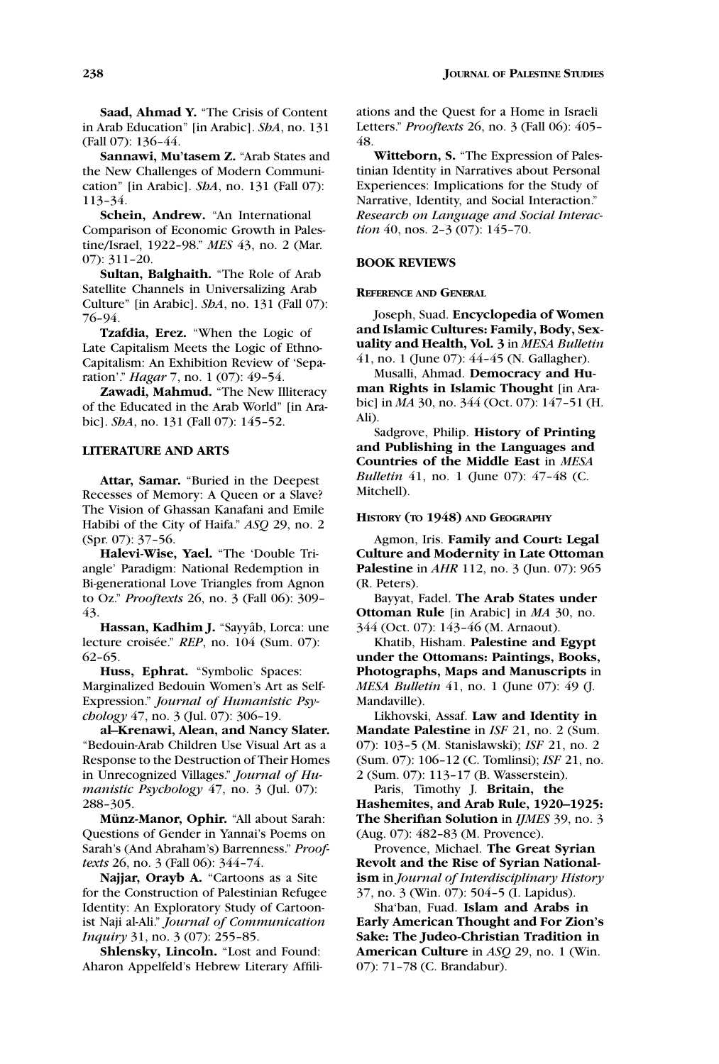**Saad, Ahmad Y.** "The Crisis of Content in Arab Education" [in Arabic]. *ShA*, no. 131 (Fall 07): 136–44.

**Sannawi, Mu'tasem Z.** "Arab States and the New Challenges of Modern Communication" [in Arabic]. *ShA*, no. 131 (Fall 07): 113–34.

**Schein, Andrew.** "An International Comparison of Economic Growth in Palestine/Israel, 1922–98." *MES* 43, no. 2 (Mar. 07): 311–20.

**Sultan, Balghaith.** "The Role of Arab Satellite Channels in Universalizing Arab Culture" [in Arabic]. *ShA*, no. 131 (Fall 07): 76–94.

**Tzafdia, Erez.** "When the Logic of Late Capitalism Meets the Logic of Ethno-Capitalism: An Exhibition Review of 'Separation'." *Hagar* 7, no. 1 (07): 49–54.

**Zawadi, Mahmud.** "The New Illiteracy of the Educated in the Arab World" [in Arabic]. *ShA*, no. 131 (Fall 07): 145–52.

## LITERATURE AND ARTS

**Attar, Samar.** "Buried in the Deepest Recesses of Memory: A Queen or a Slave? The Vision of Ghassan Kanafani and Emile Habibi of the City of Haifa." *ASQ* 29, no. 2 (Spr. 07): 37–56.

**Halevi-Wise, Yael.** "The 'Double Triangle' Paradigm: National Redemption in Bi-generational Love Triangles from Agnon to Oz." *Prooftexts* 26, no. 3 (Fall 06): 309–43.

**Hassan, Kadhim J.** "Sayyâb, Lorca: une lecture croisée." *REP*, no. 104 (Sum. 07): 62–65.

**Huss, Ephrat.** "Symbolic Spaces: Marginalized Bedouin Women's Art as Self-Expression." *Journal of Humanistic Psychology* 47, no. 3 (Jul. 07): 306–19.

**al–Krenawi, Alean, and Nancy Slater.** "Bedouin-Arab Children Use Visual Art as a Response to the Destruction of Their Homes in Unrecognized Villages." *Journal of Humanistic Psychology* 47, no. 3 (Jul. 07): 288–305.

**Münz-Manor, Ophir.** "All about Sarah: Questions of Gender in Yannai's Poems on Sarah's (And Abraham's) Barrenness." *Prooftexts* 26, no. 3 (Fall 06): 344–74.

**Najjar, Orayb A.** "Cartoons as a Site for the Construction of Palestinian Refugee Identity: An Exploratory Study of Cartoonist Naji al-Ali." *Journal of Communication Inquiry* 31, no. 3 (07): 255–85.

**Shlensky, Lincoln.** "Lost and Found: Aharon Appelfeld's Hebrew Literary Affiliations and the Quest for a Home in Israeli Letters." *Prooftexts* 26, no. 3 (Fall 06): 405–48.

**Witteborn, S.** "The Expression of Palestinian Identity in Narratives about Personal Experiences: Implications for the Study of Narrative, Identity, and Social Interaction." *Research on Language and Social Interaction* 40, nos. 2–3 (07): 145–70.

## BOOK REVIEWS

### REFERENCE AND GENERAL

Joseph, Suad. **Encyclopedia of Women and Islamic Cultures: Family, Body, Sexuality and Health, Vol. 3** in *MESA Bulletin* 41, no. 1 (June 07): 44–45 (N. Gallagher).

Musalli, Ahmad. **Democracy and Human Rights in Islamic Thought** [in Arabic] in *MA* 30, no. 344 (Oct. 07): 147–51 (H. Ali).

Sadgrove, Philip. **History of Printing and Publishing in the Languages and Countries of the Middle East** in *MESA Bulletin* 41, no. 1 (June 07): 47–48 (C. Mitchell).

### HISTORY (TO 1948) AND GEOGRAPHY

Agmon, Iris. **Family and Court: Legal Culture and Modernity in Late Ottoman Palestine** in *AHR* 112, no. 3 (Jun. 07): 965 (R. Peters).

Bayyat, Fadel. **The Arab States under Ottoman Rule** [in Arabic] in *MA* 30, no. 344 (Oct. 07): 143–46 (M. Arnaout).

Khatib, Hisham. **Palestine and Egypt under the Ottomans: Paintings, Books, Photographs, Maps and Manuscripts** in *MESA Bulletin* 41, no. 1 (June 07): 49 (J. Mandaville).

Likhovski, Assaf. **Law and Identity in Mandate Palestine** in *ISF* 21, no. 2 (Sum. 07): 103–5 (M. Stanislawski); *ISF* 21, no. 2 (Sum. 07): 106–12 (C. Tomlinsi); *ISF* 21, no. 2 (Sum. 07): 113–17 (B. Wasserstein).

Paris, Timothy J. **Britain, the Hashemites, and Arab Rule, 1920–1925: The Sherifian Solution** in *IJMES* 39, no. 3 (Aug. 07): 482–83 (M. Provence).

Provence, Michael. **The Great Syrian Revolt and the Rise of Syrian Nationalism** in *Journal of Interdisciplinary History* 37, no. 3 (Win. 07): 504–5 (I. Lapidus).

Sha'ban, Fuad. **Islam and Arabs in Early American Thought and For Zion's Sake: The Judeo-Christian Tradition in American Culture** in *ASQ* 29, no. 1 (Win. 07): 71–78 (C. Brandabur).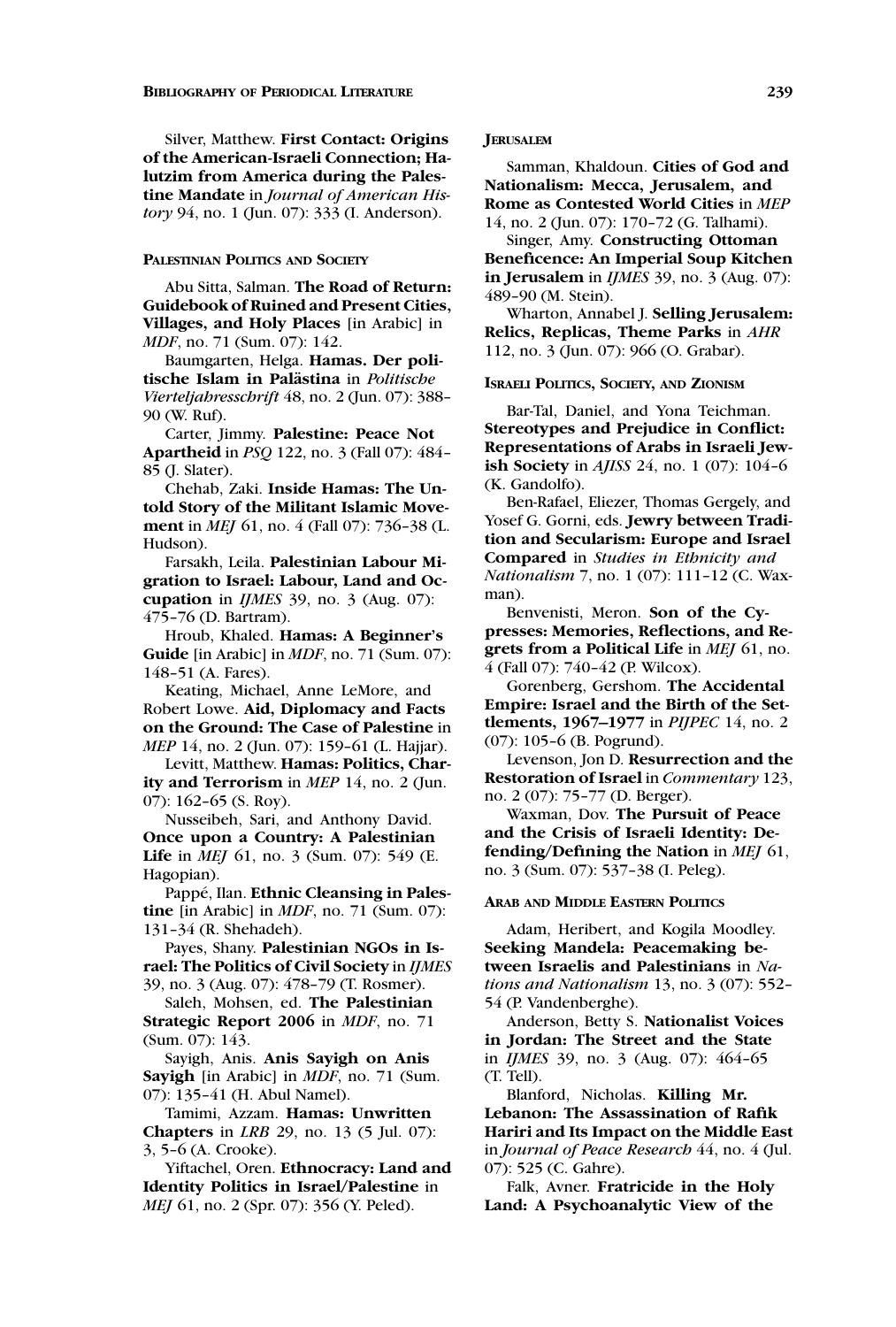Silver, Matthew. **First Contact: Origins of the American-Israeli Connection; Halutzim from America during the Palestine Mandate** in *Journal of American History* 94, no. 1 (Jun. 07): 333 (I. Anderson).

#### Palestinian Politics and Society

Abu Sitta, Salman. **The Road of Return: Guidebook of Ruined and Present Cities, Villages, and Holy Places** [in Arabic] in *MDF*, no. 71 (Sum. 07): 142.

Baumgarten, Helga. **Hamas. Der politische Islam in Palästina** in *Politische Vierteljahresschrift* 48, no. 2 (Jun. 07): 388–90 (W. Ruf).

Carter, Jimmy. **Palestine: Peace Not Apartheid** in *PSQ* 122, no. 3 (Fall 07): 484–85 (J. Slater).

Chehab, Zaki. **Inside Hamas: The Untold Story of the Militant Islamic Movement** in *MEJ* 61, no. 4 (Fall 07): 736–38 (L. Hudson).

Farsakh, Leila. **Palestinian Labour Migration to Israel: Labour, Land and Occupation** in *IJMES* 39, no. 3 (Aug. 07): 475–76 (D. Bartram).

Hroub, Khaled. **Hamas: A Beginner's Guide** [in Arabic] in *MDF*, no. 71 (Sum. 07): 148–51 (A. Fares).

Keating, Michael, Anne LeMore, and Robert Lowe. **Aid, Diplomacy and Facts on the Ground: The Case of Palestine** in *MEP* 14, no. 2 (Jun. 07): 159–61 (L. Hajjar).

Levitt, Matthew. **Hamas: Politics, Charity and Terrorism** in *MEP* 14, no. 2 (Jun. 07): 162–65 (S. Roy).

Nusseibeh, Sari, and Anthony David. **Once upon a Country: A Palestinian Life** in *MEJ* 61, no. 3 (Sum. 07): 549 (E. Hagopian).

Pappé, Ilan. **Ethnic Cleansing in Palestine** [in Arabic] in *MDF*, no. 71 (Sum. 07): 131–34 (R. Shehadeh).

Payes, Shany. **Palestinian NGOs in Israel: The Politics of Civil Society** in *IJMES* 39, no. 3 (Aug. 07): 478–79 (T. Rosmer).

Saleh, Mohsen, ed. **The Palestinian Strategic Report 2006** in *MDF*, no. 71 (Sum. 07): 143.

Sayigh, Anis. **Anis Sayigh on Anis Sayigh** [in Arabic] in *MDF*, no. 71 (Sum. 07): 135–41 (H. Abul Namel).

Tamimi, Azzam. **Hamas: Unwritten Chapters** in *LRB* 29, no. 13 (5 Jul. 07): 3, 5–6 (A. Crooke).

Yiftachel, Oren. **Ethnocracy: Land and Identity Politics in Israel/Palestine** in *MEJ* 61, no. 2 (Spr. 07): 356 (Y. Peled).

#### Jerusalem

Samman, Khaldoun. **Cities of God and Nationalism: Mecca, Jerusalem, and Rome as Contested World Cities** in *MEP* 14, no. 2 (Jun. 07): 170–72 (G. Talhami).

Singer, Amy. **Constructing Ottoman Beneficence: An Imperial Soup Kitchen in Jerusalem** in *IJMES* 39, no. 3 (Aug. 07): 489–90 (M. Stein).

Wharton, Annabel J. **Selling Jerusalem: Relics, Replicas, Theme Parks** in *AHR* 112, no. 3 (Jun. 07): 966 (O. Grabar).

#### Israeli Politics, Society, and Zionism

Bar-Tal, Daniel, and Yona Teichman. **Stereotypes and Prejudice in Conflict: Representations of Arabs in Israeli Jewish Society** in *AJISS* 24, no. 1 (07): 104–6 (K. Gandolfo).

Ben-Rafael, Eliezer, Thomas Gergely, and Yosef G. Gorni, eds. **Jewry between Tradition and Secularism: Europe and Israel Compared** in *Studies in Ethnicity and Nationalism* 7, no. 1 (07): 111–12 (C. Waxman).

Benvenisti, Meron. **Son of the Cypresses: Memories, Reflections, and Regrets from a Political Life** in *MEJ* 61, no. 4 (Fall 07): 740–42 (P. Wilcox).

Gorenberg, Gershom. **The Accidental Empire: Israel and the Birth of the Settlements, 1967–1977** in *PIJPEC* 14, no. 2 (07): 105–6 (B. Pogrund).

Levenson, Jon D. **Resurrection and the Restoration of Israel** in *Commentary* 123, no. 2 (07): 75–77 (D. Berger).

Waxman, Dov. **The Pursuit of Peace and the Crisis of Israeli Identity: Defending/Defining the Nation** in *MEJ* 61, no. 3 (Sum. 07): 537–38 (I. Peleg).

#### Arab and Middle Eastern Politics

Adam, Heribert, and Kogila Moodley. **Seeking Mandela: Peacemaking between Israelis and Palestinians** in *Nations and Nationalism* 13, no. 3 (07): 552–54 (P. Vandenberghe).

Anderson, Betty S. **Nationalist Voices in Jordan: The Street and the State** in *IJMES* 39, no. 3 (Aug. 07): 464–65 (T. Tell).

Blanford, Nicholas. **Killing Mr. Lebanon: The Assassination of Rafik Hariri and Its Impact on the Middle East** in *Journal of Peace Research* 44, no. 4 (Jul. 07): 525 (C. Gahre).

Falk, Avner. **Fratricide in the Holy Land: A Psychoanalytic View of the**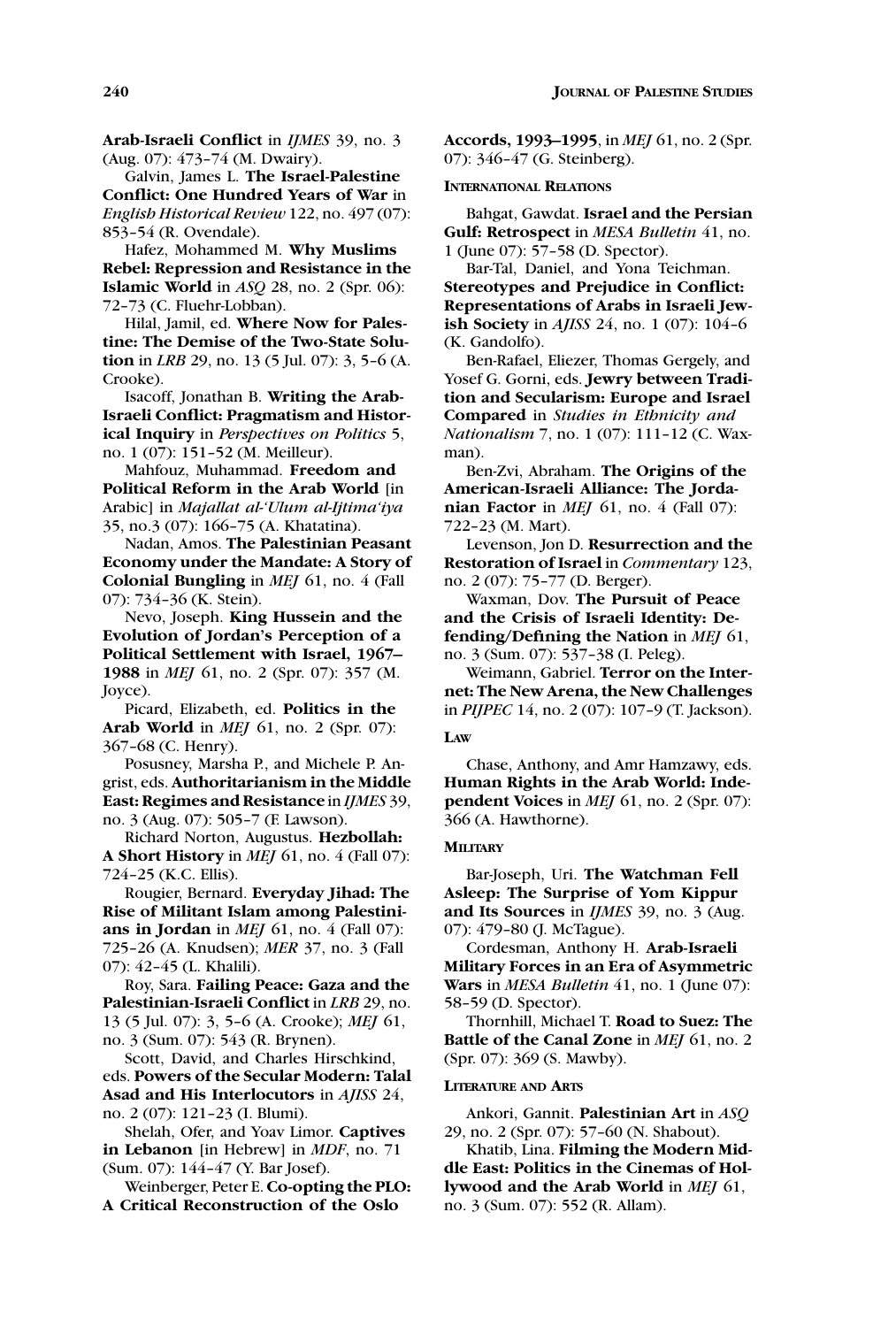**Arab-Israeli Conflict** in *IJMES* 39, no. 3 (Aug. 07): 473–74 (M. Dwairy).

Galvin, James L. **The Israel-Palestine Conflict: One Hundred Years of War** in *English Historical Review* 122, no. 497 (07): 853–54 (R. Ovendale).

Hafez, Mohammed M. **Why Muslims Rebel: Repression and Resistance in the Islamic World** in *ASQ* 28, no. 2 (Spr. 06): 72–73 (C. Fluehr-Lobban).

Hilal, Jamil, ed. **Where Now for Palestine: The Demise of the Two-State Solution** in *LRB* 29, no. 13 (5 Jul. 07): 3, 5–6 (A. Crooke).

Isacoff, Jonathan B. **Writing the Arab-Israeli Conflict: Pragmatism and Historical Inquiry** in *Perspectives on Politics* 5, no. 1 (07): 151–52 (M. Meilleur).

Mahfouz, Muhammad. **Freedom and Political Reform in the Arab World** [in Arabic] in *Majallat al-'Ulum al-Ijtima'iya* 35, no.3 (07): 166–75 (A. Khatatina).

Nadan, Amos. **The Palestinian Peasant Economy under the Mandate: A Story of Colonial Bungling** in *MEJ* 61, no. 4 (Fall 07): 734–36 (K. Stein).

Nevo, Joseph. **King Hussein and the Evolution of Jordan's Perception of a Political Settlement with Israel, 1967–1988** in *MEJ* 61, no. 2 (Spr. 07): 357 (M. Joyce).

Picard, Elizabeth, ed. **Politics in the Arab World** in *MEJ* 61, no. 2 (Spr. 07): 367–68 (C. Henry).

Posusney, Marsha P., and Michele P. Angrist, eds. **Authoritarianism in the Middle East: Regimes and Resistance** in *IJMES* 39, no. 3 (Aug. 07): 505–7 (F. Lawson).

Richard Norton, Augustus. **Hezbollah: A Short History** in *MEJ* 61, no. 4 (Fall 07): 724–25 (K.C. Ellis).

Rougier, Bernard. **Everyday Jihad: The Rise of Militant Islam among Palestinians in Jordan** in *MEJ* 61, no. 4 (Fall 07): 725–26 (A. Knudsen); *MER* 37, no. 3 (Fall 07): 42–45 (L. Khalili).

Roy, Sara. **Failing Peace: Gaza and the Palestinian-Israeli Conflict** in *LRB* 29, no. 13 (5 Jul. 07): 3, 5–6 (A. Crooke); *MEJ* 61, no. 3 (Sum. 07): 543 (R. Brynen).

Scott, David, and Charles Hirschkind, eds. **Powers of the Secular Modern: Talal Asad and His Interlocutors** in *AJISS* 24, no. 2 (07): 121–23 (I. Blumi).

Shelah, Ofer, and Yoav Limor. **Captives in Lebanon** [in Hebrew] in *MDF*, no. 71 (Sum. 07): 144–47 (Y. Bar Josef).

Weinberger, Peter E. **Co-opting the PLO: A Critical Reconstruction of the Oslo Accords, 1993–1995**, in *MEJ* 61, no. 2 (Spr. 07): 346–47 (G. Steinberg).

### International Relations

Bahgat, Gawdat. **Israel and the Persian Gulf: Retrospect** in *MESA Bulletin* 41, no. 1 (June 07): 57–58 (D. Spector).

Bar-Tal, Daniel, and Yona Teichman. **Stereotypes and Prejudice in Conflict: Representations of Arabs in Israeli Jewish Society** in *AJISS* 24, no. 1 (07): 104–6 (K. Gandolfo).

Ben-Rafael, Eliezer, Thomas Gergely, and Yosef G. Gorni, eds. **Jewry between Tradition and Secularism: Europe and Israel Compared** in *Studies in Ethnicity and Nationalism* 7, no. 1 (07): 111–12 (C. Waxman).

Ben-Zvi, Abraham. **The Origins of the American-Israeli Alliance: The Jordanian Factor** in *MEJ* 61, no. 4 (Fall 07): 722–23 (M. Mart).

Levenson, Jon D. **Resurrection and the Restoration of Israel** in *Commentary* 123, no. 2 (07): 75–77 (D. Berger).

Waxman, Dov. **The Pursuit of Peace and the Crisis of Israeli Identity: Defending/Defining the Nation** in *MEJ* 61, no. 3 (Sum. 07): 537–38 (I. Peleg).

Weimann, Gabriel. **Terror on the Internet: The New Arena, the New Challenges** in *PIJPEC* 14, no. 2 (07): 107–9 (T. Jackson).

### Law

Chase, Anthony, and Amr Hamzawy, eds. **Human Rights in the Arab World: Independent Voices** in *MEJ* 61, no. 2 (Spr. 07): 366 (A. Hawthorne).

### Military

Bar-Joseph, Uri. **The Watchman Fell Asleep: The Surprise of Yom Kippur and Its Sources** in *IJMES* 39, no. 3 (Aug. 07): 479–80 (J. McTague).

Cordesman, Anthony H. **Arab-Israeli Military Forces in an Era of Asymmetric Wars** in *MESA Bulletin* 41, no. 1 (June 07): 58–59 (D. Spector).

Thornhill, Michael T. **Road to Suez: The Battle of the Canal Zone** in *MEJ* 61, no. 2 (Spr. 07): 369 (S. Mawby).

### Literature and Arts

Ankori, Gannit. **Palestinian Art** in *ASQ* 29, no. 2 (Spr. 07): 57–60 (N. Shabout).

Khatib, Lina. **Filming the Modern Middle East: Politics in the Cinemas of Hollywood and the Arab World** in *MEJ* 61, no. 3 (Sum. 07): 552 (R. Allam).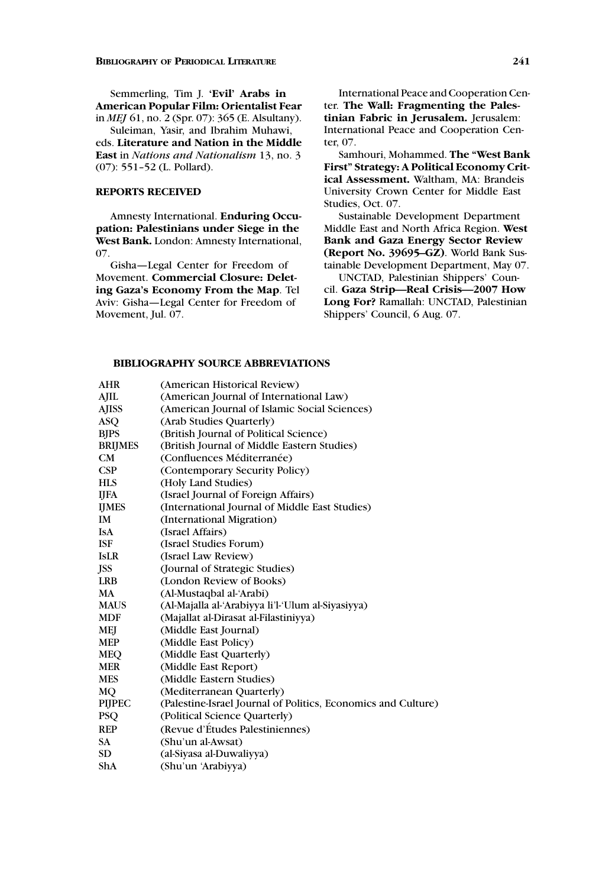Semmerling, Tim J. **'Evil' Arabs in American Popular Film: Orientalist Fear** in *MEJ* 61, no. 2 (Spr. 07): 365 (E. Alsultany).

Suleiman, Yasir, and Ibrahim Muhawi, eds. **Literature and Nation in the Middle East** in *Nations and Nationalism* 13, no. 3 (07): 551–52 (L. Pollard).

### REPORTS RECEIVED

Amnesty International. **Enduring Occupation: Palestinians under Siege in the West Bank.** London: Amnesty International, 07.

Gisha—Legal Center for Freedom of Movement. **Commercial Closure: Deleting Gaza's Economy From the Map**. Tel Aviv: Gisha—Legal Center for Freedom of Movement, Jul. 07.

International Peace and Cooperation Center. **The Wall: Fragmenting the Palestinian Fabric in Jerusalem.** Jerusalem: International Peace and Cooperation Center, 07.

Samhouri, Mohammed. **The "West Bank First" Strategy: A Political Economy Critical Assessment.** Waltham, MA: Brandeis University Crown Center for Middle East Studies, Oct. 07.

Sustainable Development Department Middle East and North Africa Region. **West Bank and Gaza Energy Sector Review (Report No. 39695–GZ)**. World Bank Sustainable Development Department, May 07.

UNCTAD, Palestinian Shippers' Council. **Gaza Strip—Real Crisis—2007 How Long For?** Ramallah: UNCTAD, Palestinian Shippers' Council, 6 Aug. 07.

### BIBLIOGRAPHY SOURCE ABBREVIATIONS

| | |
|---|---|
| AHR | (American Historical Review) |
| AJIL | (American Journal of International Law) |
| AJISS | (American Journal of Islamic Social Sciences) |
| ASQ | (Arab Studies Quarterly) |
| BJPS | (British Journal of Political Science) |
| BRIJMES | (British Journal of Middle Eastern Studies) |
| CM | (Confluences Méditerranée) |
| CSP | (Contemporary Security Policy) |
| HLS | (Holy Land Studies) |
| IJFA | (Israel Journal of Foreign Affairs) |
| IJMES | (International Journal of Middle East Studies) |
| IM | (International Migration) |
| IsA | (Israel Affairs) |
| ISF | (Israel Studies Forum) |
| IsLR | (Israel Law Review) |
| JSS | (Journal of Strategic Studies) |
| LRB | (London Review of Books) |
| MA | (Al-Mustaqbal al-'Arabi) |
| MAUS | (Al-Majalla al-'Arabiyya li'l-'Ulum al-Siyasiyya) |
| MDF | (Majallat al-Dirasat al-Filastiniyya) |
| MEJ | (Middle East Journal) |
| MEP | (Middle East Policy) |
| MEQ | (Middle East Quarterly) |
| MER | (Middle East Report) |
| MES | (Middle Eastern Studies) |
| MQ | (Mediterranean Quarterly) |
| PIJPEC | (Palestine-Israel Journal of Politics, Economics and Culture) |
| PSQ | (Political Science Quarterly) |
| REP | (Revue d'Études Palestiniennes) |
| SA | (Shu'un al-Awsat) |
| SD | (al-Siyasa al-Duwaliyya) |
| ShA | (Shu'un 'Arabiyya) |